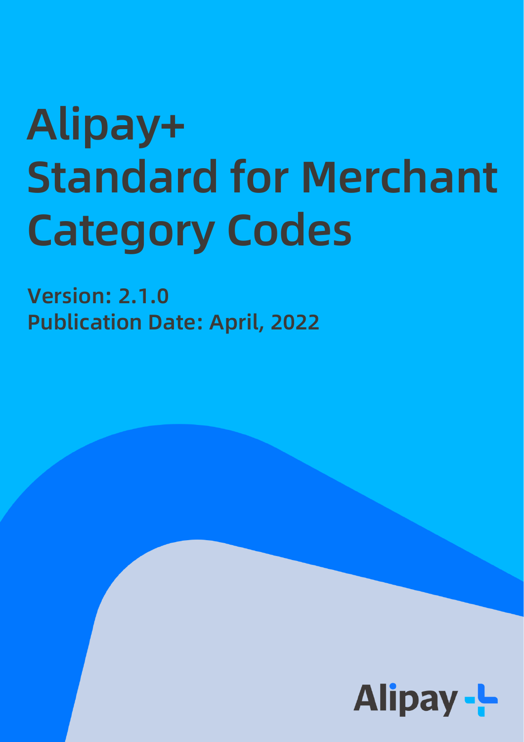# Alipay+ Standard for Merchant Category Codes

**Version: 2.1.0**
**Publication Date: April, 2022**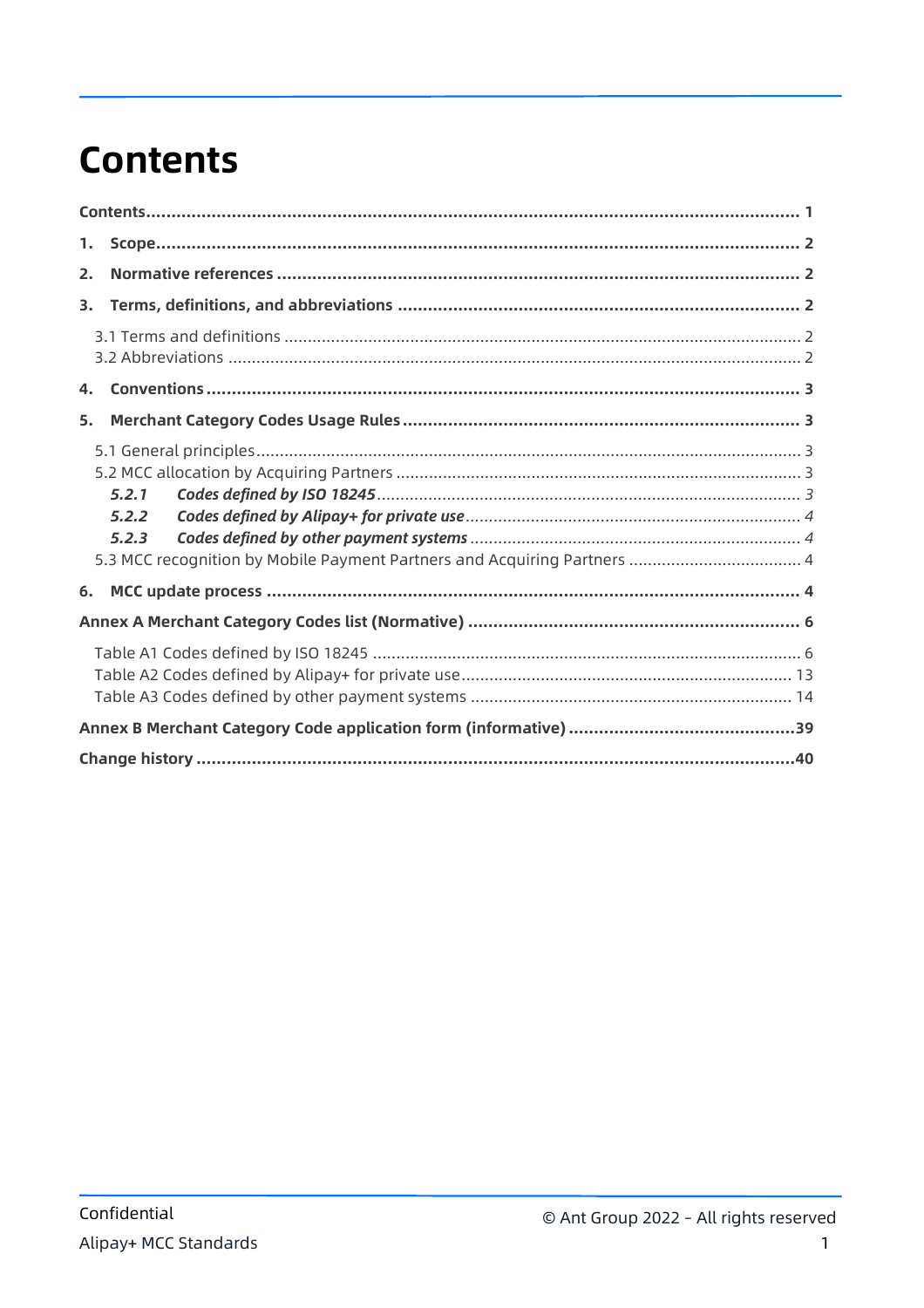# Contents

**Contents** .................................................................................................................... **1**

**1. Scope** ........................................................................................................................ **2**

**2. Normative references** ................................................................................................. **2**

**3. Terms, definitions, and abbreviations** ......................................................................... **2**

3.1 Terms and definitions ..................................................................................................... 2
3.2 Abbreviations ................................................................................................................ 2

**4. Conventions** ............................................................................................................... **3**

**5. Merchant Category Codes Usage Rules** ...................................................................... **3**

5.1 General principles ........................................................................................................... 3
5.2 MCC allocation by Acquiring Partners .............................................................................. 3
***5.2.1 Codes defined by ISO 18245*** .................................................................................... *3*
***5.2.2 Codes defined by Alipay+ for private use*** ................................................................. *4*
***5.2.3 Codes defined by other payment systems*** ................................................................ *4*
5.3 MCC recognition by Mobile Payment Partners and Acquiring Partners ............................... 4

**6. MCC update process** ................................................................................................... **4**

**Annex A Merchant Category Codes list (Normative)** ........................................................ **6**

Table A1 Codes defined by ISO 18245 ................................................................................. 6
Table A2 Codes defined by Alipay+ for private use ............................................................. 13
Table A3 Codes defined by other payment systems ........................................................... 14

**Annex B Merchant Category Code application form (informative)** .................................. **39**

**Change history** ............................................................................................................. **40**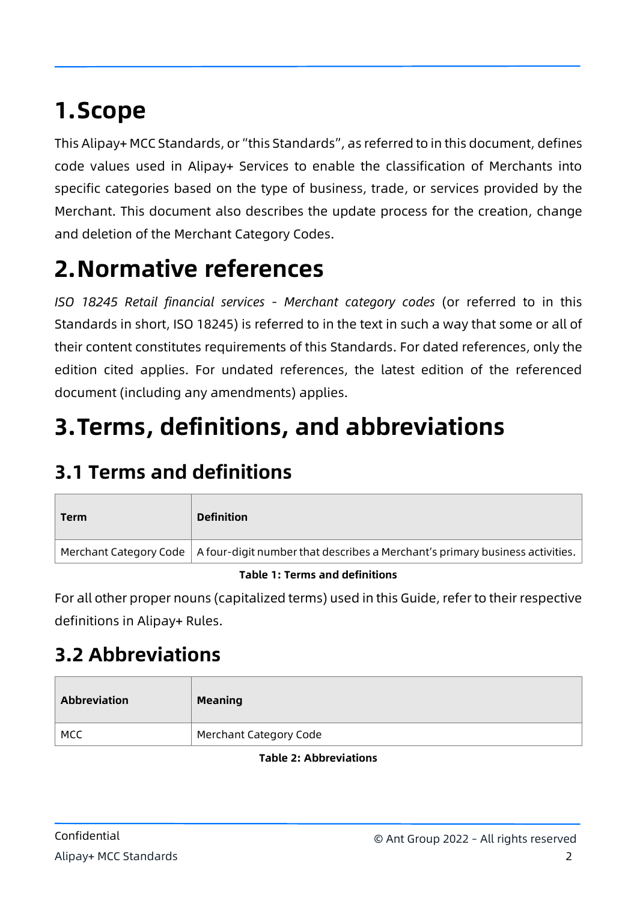# 1. Scope

This Alipay+ MCC Standards, or "this Standards", as referred to in this document, defines code values used in Alipay+ Services to enable the classification of Merchants into specific categories based on the type of business, trade, or services provided by the Merchant. This document also describes the update process for the creation, change and deletion of the Merchant Category Codes.

# 2. Normative references

*ISO 18245 Retail financial services - Merchant category codes* (or referred to in this Standards in short, ISO 18245) is referred to in the text in such a way that some or all of their content constitutes requirements of this Standards. For dated references, only the edition cited applies. For undated references, the latest edition of the referenced document (including any amendments) applies.

# 3. Terms, definitions, and abbreviations

## 3.1 Terms and definitions

| Term | Definition |
| --- | --- |
| Merchant Category Code | A four-digit number that describes a Merchant's primary business activities. |

**Table 1: Terms and definitions**

For all other proper nouns (capitalized terms) used in this Guide, refer to their respective definitions in Alipay+ Rules.

## 3.2 Abbreviations

| Abbreviation | Meaning |
| --- | --- |
| MCC | Merchant Category Code |

**Table 2: Abbreviations**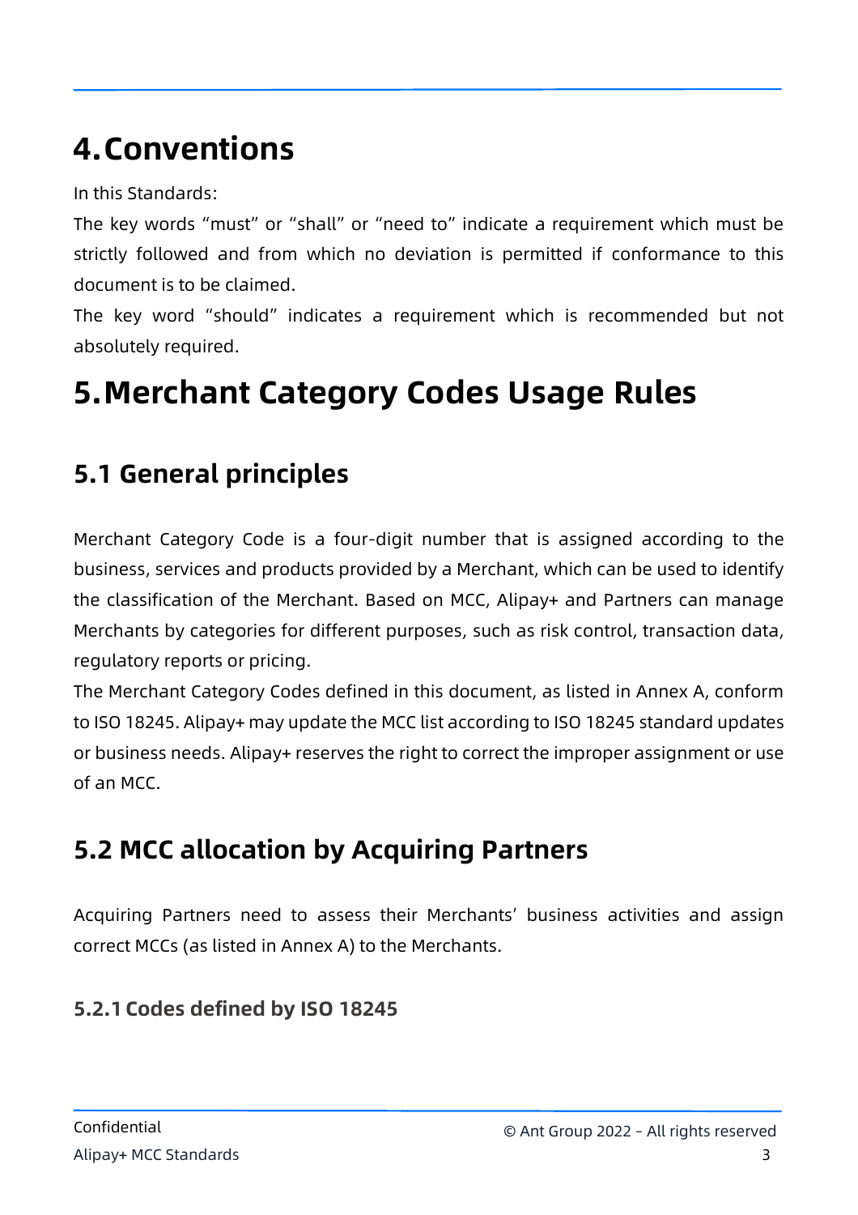# 4. Conventions

In this Standards:

The key words "must" or "shall" or "need to" indicate a requirement which must be strictly followed and from which no deviation is permitted if conformance to this document is to be claimed.

The key word "should" indicates a requirement which is recommended but not absolutely required.

# 5. Merchant Category Codes Usage Rules

## 5.1 General principles

Merchant Category Code is a four-digit number that is assigned according to the business, services and products provided by a Merchant, which can be used to identify the classification of the Merchant. Based on MCC, Alipay+ and Partners can manage Merchants by categories for different purposes, such as risk control, transaction data, regulatory reports or pricing.

The Merchant Category Codes defined in this document, as listed in Annex A, conform to ISO 18245. Alipay+ may update the MCC list according to ISO 18245 standard updates or business needs. Alipay+ reserves the right to correct the improper assignment or use of an MCC.

## 5.2 MCC allocation by Acquiring Partners

Acquiring Partners need to assess their Merchants' business activities and assign correct MCCs (as listed in Annex A) to the Merchants.

### 5.2.1 Codes defined by ISO 18245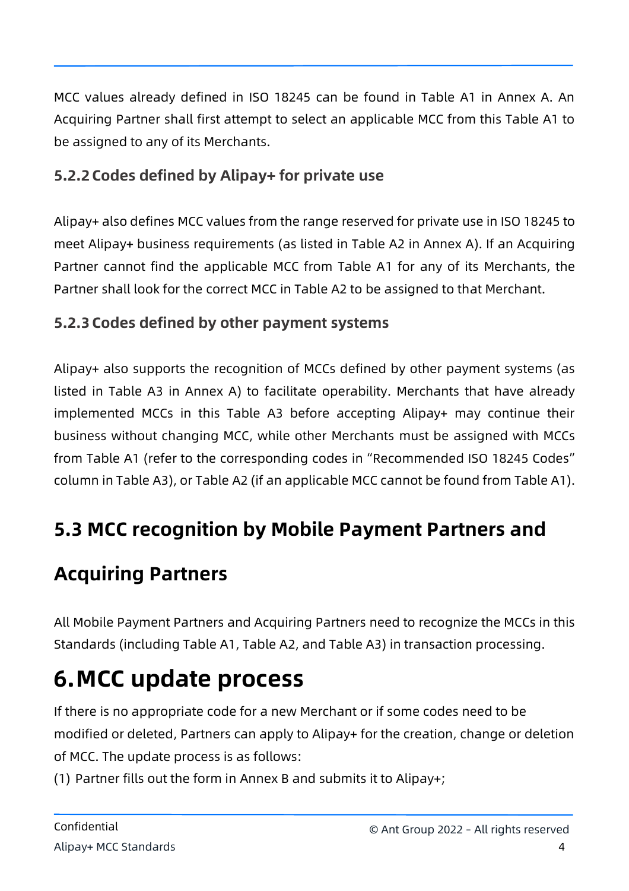MCC values already defined in ISO 18245 can be found in Table A1 in Annex A. An Acquiring Partner shall first attempt to select an applicable MCC from this Table A1 to be assigned to any of its Merchants.

### 5.2.2 Codes defined by Alipay+ for private use

Alipay+ also defines MCC values from the range reserved for private use in ISO 18245 to meet Alipay+ business requirements (as listed in Table A2 in Annex A). If an Acquiring Partner cannot find the applicable MCC from Table A1 for any of its Merchants, the Partner shall look for the correct MCC in Table A2 to be assigned to that Merchant.

### 5.2.3 Codes defined by other payment systems

Alipay+ also supports the recognition of MCCs defined by other payment systems (as listed in Table A3 in Annex A) to facilitate operability. Merchants that have already implemented MCCs in this Table A3 before accepting Alipay+ may continue their business without changing MCC, while other Merchants must be assigned with MCCs from Table A1 (refer to the corresponding codes in "Recommended ISO 18245 Codes" column in Table A3), or Table A2 (if an applicable MCC cannot be found from Table A1).

## 5.3 MCC recognition by Mobile Payment Partners and Acquiring Partners

All Mobile Payment Partners and Acquiring Partners need to recognize the MCCs in this Standards (including Table A1, Table A2, and Table A3) in transaction processing.

# 6. MCC update process

If there is no appropriate code for a new Merchant or if some codes need to be modified or deleted, Partners can apply to Alipay+ for the creation, change or deletion of MCC. The update process is as follows:

(1) Partner fills out the form in Annex B and submits it to Alipay+;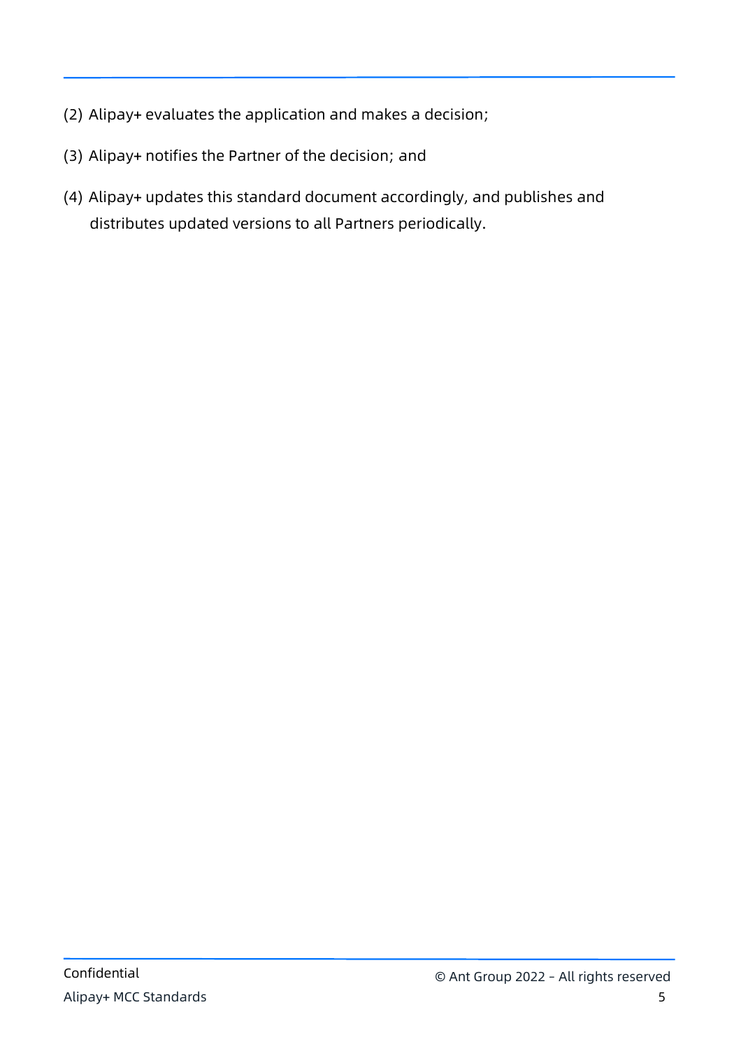(2) Alipay+ evaluates the application and makes a decision;

(3) Alipay+ notifies the Partner of the decision; and

(4) Alipay+ updates this standard document accordingly, and publishes and distributes updated versions to all Partners periodically.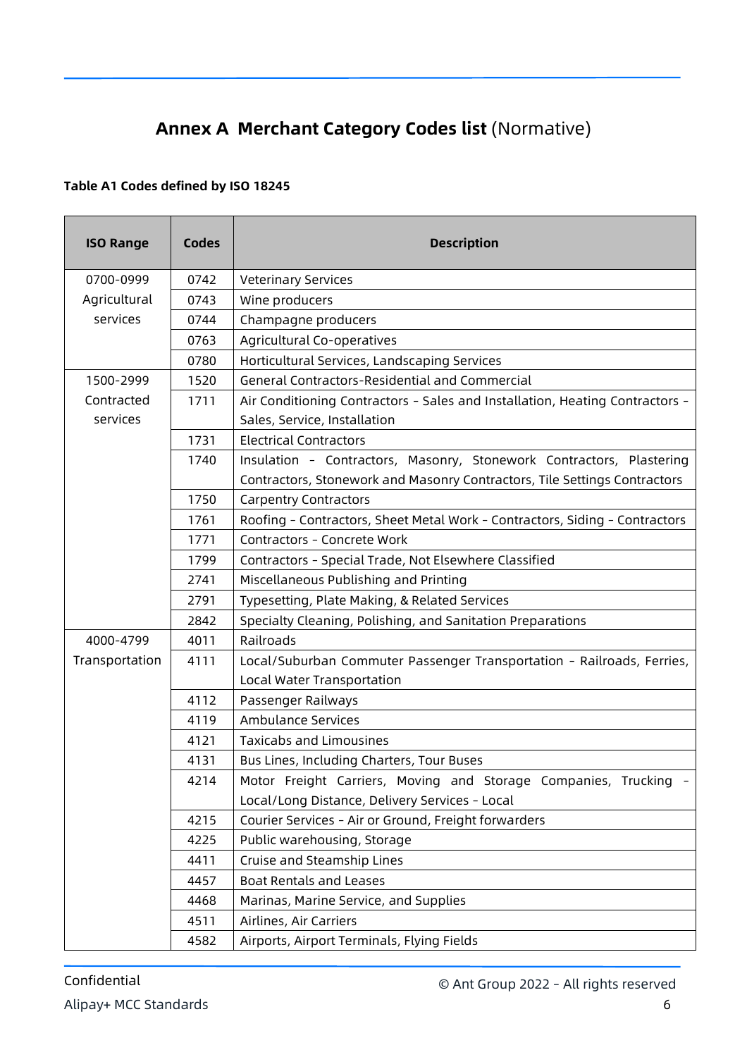# Annex A Merchant Category Codes list (Normative)

**Table A1 Codes defined by ISO 18245**

| ISO Range | Codes | Description |
|---|---|---|
| 0700-0999 Agricultural services | 0742 | Veterinary Services |
| | 0743 | Wine producers |
| | 0744 | Champagne producers |
| | 0763 | Agricultural Co-operatives |
| | 0780 | Horticultural Services, Landscaping Services |
| 1500-2999 Contracted services | 1520 | General Contractors-Residential and Commercial |
| | 1711 | Air Conditioning Contractors - Sales and Installation, Heating Contractors - Sales, Service, Installation |
| | 1731 | Electrical Contractors |
| | 1740 | Insulation - Contractors, Masonry, Stonework Contractors, Plastering Contractors, Stonework and Masonry Contractors, Tile Settings Contractors |
| | 1750 | Carpentry Contractors |
| | 1761 | Roofing - Contractors, Sheet Metal Work - Contractors, Siding - Contractors |
| | 1771 | Contractors - Concrete Work |
| | 1799 | Contractors - Special Trade, Not Elsewhere Classified |
| | 2741 | Miscellaneous Publishing and Printing |
| | 2791 | Typesetting, Plate Making, & Related Services |
| | 2842 | Specialty Cleaning, Polishing, and Sanitation Preparations |
| 4000-4799 Transportation | 4011 | Railroads |
| | 4111 | Local/Suburban Commuter Passenger Transportation - Railroads, Ferries, Local Water Transportation |
| | 4112 | Passenger Railways |
| | 4119 | Ambulance Services |
| | 4121 | Taxicabs and Limousines |
| | 4131 | Bus Lines, Including Charters, Tour Buses |
| | 4214 | Motor Freight Carriers, Moving and Storage Companies, Trucking - Local/Long Distance, Delivery Services - Local |
| | 4215 | Courier Services - Air or Ground, Freight forwarders |
| | 4225 | Public warehousing, Storage |
| | 4411 | Cruise and Steamship Lines |
| | 4457 | Boat Rentals and Leases |
| | 4468 | Marinas, Marine Service, and Supplies |
| | 4511 | Airlines, Air Carriers |
| | 4582 | Airports, Airport Terminals, Flying Fields |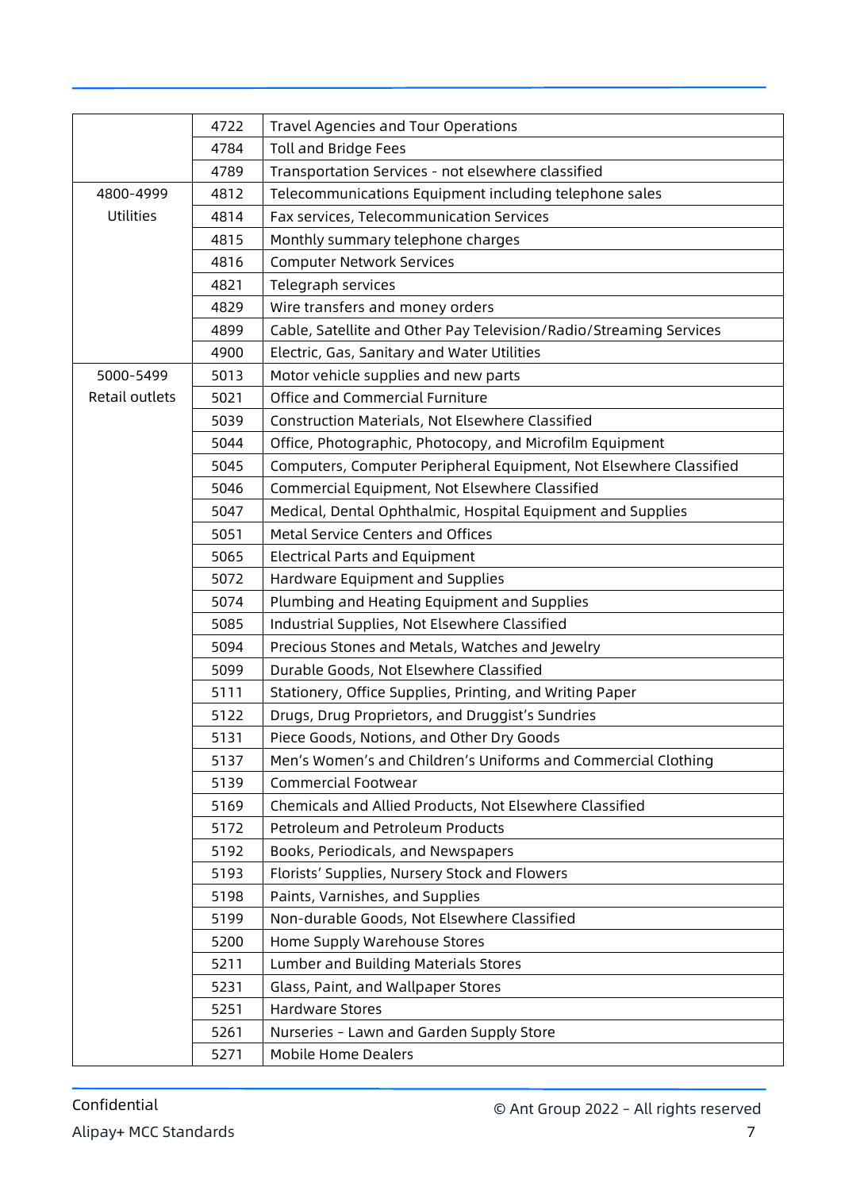| | | |
|---|---|---|
| | 4722 | Travel Agencies and Tour Operations |
| | 4784 | Toll and Bridge Fees |
| | 4789 | Transportation Services - not elsewhere classified |
| 4800-4999 Utilities | 4812 | Telecommunications Equipment including telephone sales |
| | 4814 | Fax services, Telecommunication Services |
| | 4815 | Monthly summary telephone charges |
| | 4816 | Computer Network Services |
| | 4821 | Telegraph services |
| | 4829 | Wire transfers and money orders |
| | 4899 | Cable, Satellite and Other Pay Television/Radio/Streaming Services |
| | 4900 | Electric, Gas, Sanitary and Water Utilities |
| 5000-5499 Retail outlets | 5013 | Motor vehicle supplies and new parts |
| | 5021 | Office and Commercial Furniture |
| | 5039 | Construction Materials, Not Elsewhere Classified |
| | 5044 | Office, Photographic, Photocopy, and Microfilm Equipment |
| | 5045 | Computers, Computer Peripheral Equipment, Not Elsewhere Classified |
| | 5046 | Commercial Equipment, Not Elsewhere Classified |
| | 5047 | Medical, Dental Ophthalmic, Hospital Equipment and Supplies |
| | 5051 | Metal Service Centers and Offices |
| | 5065 | Electrical Parts and Equipment |
| | 5072 | Hardware Equipment and Supplies |
| | 5074 | Plumbing and Heating Equipment and Supplies |
| | 5085 | Industrial Supplies, Not Elsewhere Classified |
| | 5094 | Precious Stones and Metals, Watches and Jewelry |
| | 5099 | Durable Goods, Not Elsewhere Classified |
| | 5111 | Stationery, Office Supplies, Printing, and Writing Paper |
| | 5122 | Drugs, Drug Proprietors, and Druggist's Sundries |
| | 5131 | Piece Goods, Notions, and Other Dry Goods |
| | 5137 | Men's Women's and Children's Uniforms and Commercial Clothing |
| | 5139 | Commercial Footwear |
| | 5169 | Chemicals and Allied Products, Not Elsewhere Classified |
| | 5172 | Petroleum and Petroleum Products |
| | 5192 | Books, Periodicals, and Newspapers |
| | 5193 | Florists' Supplies, Nursery Stock and Flowers |
| | 5198 | Paints, Varnishes, and Supplies |
| | 5199 | Non-durable Goods, Not Elsewhere Classified |
| | 5200 | Home Supply Warehouse Stores |
| | 5211 | Lumber and Building Materials Stores |
| | 5231 | Glass, Paint, and Wallpaper Stores |
| | 5251 | Hardware Stores |
| | 5261 | Nurseries - Lawn and Garden Supply Store |
| | 5271 | Mobile Home Dealers |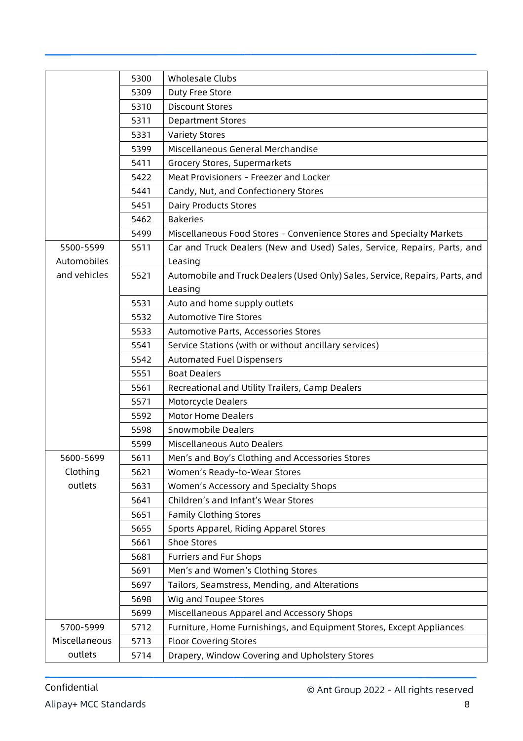| | | |
|---|---|---|
| | 5300 | Wholesale Clubs |
| | 5309 | Duty Free Store |
| | 5310 | Discount Stores |
| | 5311 | Department Stores |
| | 5331 | Variety Stores |
| | 5399 | Miscellaneous General Merchandise |
| | 5411 | Grocery Stores, Supermarkets |
| | 5422 | Meat Provisioners - Freezer and Locker |
| | 5441 | Candy, Nut, and Confectionery Stores |
| | 5451 | Dairy Products Stores |
| | 5462 | Bakeries |
| | 5499 | Miscellaneous Food Stores - Convenience Stores and Specialty Markets |
| 5500-5599 Automobiles and vehicles | 5511 | Car and Truck Dealers (New and Used) Sales, Service, Repairs, Parts, and Leasing |
| | 5521 | Automobile and Truck Dealers (Used Only) Sales, Service, Repairs, Parts, and Leasing |
| | 5531 | Auto and home supply outlets |
| | 5532 | Automotive Tire Stores |
| | 5533 | Automotive Parts, Accessories Stores |
| | 5541 | Service Stations (with or without ancillary services) |
| | 5542 | Automated Fuel Dispensers |
| | 5551 | Boat Dealers |
| | 5561 | Recreational and Utility Trailers, Camp Dealers |
| | 5571 | Motorcycle Dealers |
| | 5592 | Motor Home Dealers |
| | 5598 | Snowmobile Dealers |
| | 5599 | Miscellaneous Auto Dealers |
| 5600-5699 Clothing outlets | 5611 | Men's and Boy's Clothing and Accessories Stores |
| | 5621 | Women's Ready-to-Wear Stores |
| | 5631 | Women's Accessory and Specialty Shops |
| | 5641 | Children's and Infant's Wear Stores |
| | 5651 | Family Clothing Stores |
| | 5655 | Sports Apparel, Riding Apparel Stores |
| | 5661 | Shoe Stores |
| | 5681 | Furriers and Fur Shops |
| | 5691 | Men's and Women's Clothing Stores |
| | 5697 | Tailors, Seamstress, Mending, and Alterations |
| | 5698 | Wig and Toupee Stores |
| | 5699 | Miscellaneous Apparel and Accessory Shops |
| 5700-5999 Miscellaneous outlets | 5712 | Furniture, Home Furnishings, and Equipment Stores, Except Appliances |
| | 5713 | Floor Covering Stores |
| | 5714 | Drapery, Window Covering and Upholstery Stores |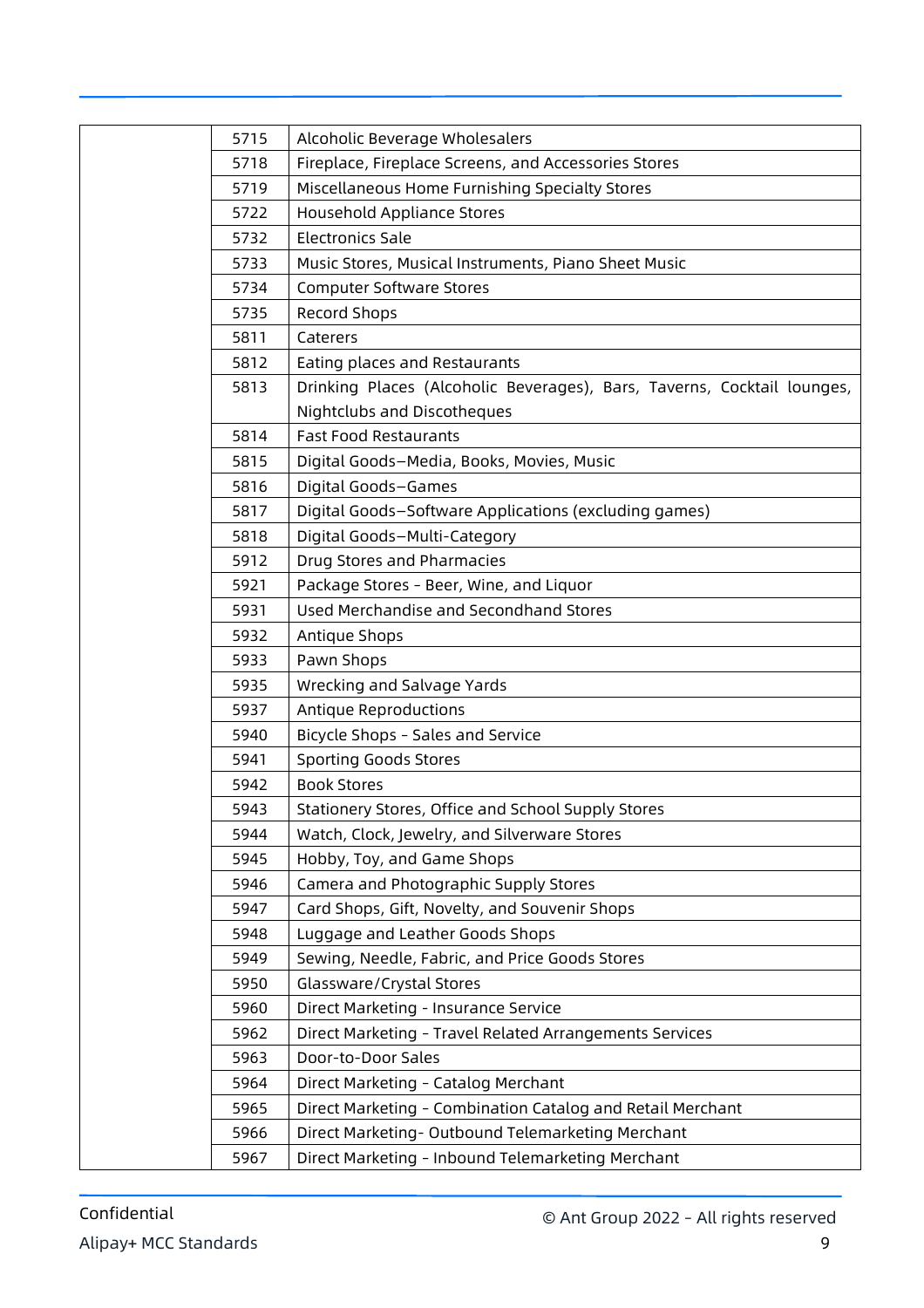|  |  |  |
|---|---|---|
|  | 5715 | Alcoholic Beverage Wholesalers |
|  | 5718 | Fireplace, Fireplace Screens, and Accessories Stores |
|  | 5719 | Miscellaneous Home Furnishing Specialty Stores |
|  | 5722 | Household Appliance Stores |
|  | 5732 | Electronics Sale |
|  | 5733 | Music Stores, Musical Instruments, Piano Sheet Music |
|  | 5734 | Computer Software Stores |
|  | 5735 | Record Shops |
|  | 5811 | Caterers |
|  | 5812 | Eating places and Restaurants |
|  | 5813 | Drinking Places (Alcoholic Beverages), Bars, Taverns, Cocktail lounges, Nightclubs and Discotheques |
|  | 5814 | Fast Food Restaurants |
|  | 5815 | Digital Goods−Media, Books, Movies, Music |
|  | 5816 | Digital Goods−Games |
|  | 5817 | Digital Goods−Software Applications (excluding games) |
|  | 5818 | Digital Goods−Multi-Category |
|  | 5912 | Drug Stores and Pharmacies |
|  | 5921 | Package Stores - Beer, Wine, and Liquor |
|  | 5931 | Used Merchandise and Secondhand Stores |
|  | 5932 | Antique Shops |
|  | 5933 | Pawn Shops |
|  | 5935 | Wrecking and Salvage Yards |
|  | 5937 | Antique Reproductions |
|  | 5940 | Bicycle Shops - Sales and Service |
|  | 5941 | Sporting Goods Stores |
|  | 5942 | Book Stores |
|  | 5943 | Stationery Stores, Office and School Supply Stores |
|  | 5944 | Watch, Clock, Jewelry, and Silverware Stores |
|  | 5945 | Hobby, Toy, and Game Shops |
|  | 5946 | Camera and Photographic Supply Stores |
|  | 5947 | Card Shops, Gift, Novelty, and Souvenir Shops |
|  | 5948 | Luggage and Leather Goods Shops |
|  | 5949 | Sewing, Needle, Fabric, and Price Goods Stores |
|  | 5950 | Glassware/Crystal Stores |
|  | 5960 | Direct Marketing - Insurance Service |
|  | 5962 | Direct Marketing - Travel Related Arrangements Services |
|  | 5963 | Door-to-Door Sales |
|  | 5964 | Direct Marketing - Catalog Merchant |
|  | 5965 | Direct Marketing - Combination Catalog and Retail Merchant |
|  | 5966 | Direct Marketing- Outbound Telemarketing Merchant |
|  | 5967 | Direct Marketing - Inbound Telemarketing Merchant |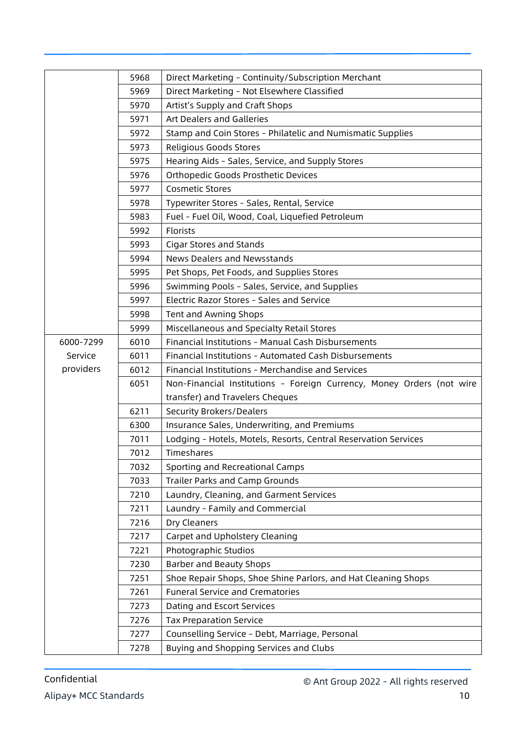| | | |
|---|---|---|
| | 5968 | Direct Marketing - Continuity/Subscription Merchant |
| | 5969 | Direct Marketing - Not Elsewhere Classified |
| | 5970 | Artist's Supply and Craft Shops |
| | 5971 | Art Dealers and Galleries |
| | 5972 | Stamp and Coin Stores - Philatelic and Numismatic Supplies |
| | 5973 | Religious Goods Stores |
| | 5975 | Hearing Aids - Sales, Service, and Supply Stores |
| | 5976 | Orthopedic Goods Prosthetic Devices |
| | 5977 | Cosmetic Stores |
| | 5978 | Typewriter Stores - Sales, Rental, Service |
| | 5983 | Fuel - Fuel Oil, Wood, Coal, Liquefied Petroleum |
| | 5992 | Florists |
| | 5993 | Cigar Stores and Stands |
| | 5994 | News Dealers and Newsstands |
| | 5995 | Pet Shops, Pet Foods, and Supplies Stores |
| | 5996 | Swimming Pools - Sales, Service, and Supplies |
| | 5997 | Electric Razor Stores - Sales and Service |
| | 5998 | Tent and Awning Shops |
| | 5999 | Miscellaneous and Specialty Retail Stores |
| 6000-7299 Service providers | 6010 | Financial Institutions - Manual Cash Disbursements |
| | 6011 | Financial Institutions - Automated Cash Disbursements |
| | 6012 | Financial Institutions - Merchandise and Services |
| | 6051 | Non-Financial Institutions - Foreign Currency, Money Orders (not wire transfer) and Travelers Cheques |
| | 6211 | Security Brokers/Dealers |
| | 6300 | Insurance Sales, Underwriting, and Premiums |
| | 7011 | Lodging - Hotels, Motels, Resorts, Central Reservation Services |
| | 7012 | Timeshares |
| | 7032 | Sporting and Recreational Camps |
| | 7033 | Trailer Parks and Camp Grounds |
| | 7210 | Laundry, Cleaning, and Garment Services |
| | 7211 | Laundry - Family and Commercial |
| | 7216 | Dry Cleaners |
| | 7217 | Carpet and Upholstery Cleaning |
| | 7221 | Photographic Studios |
| | 7230 | Barber and Beauty Shops |
| | 7251 | Shoe Repair Shops, Shoe Shine Parlors, and Hat Cleaning Shops |
| | 7261 | Funeral Service and Crematories |
| | 7273 | Dating and Escort Services |
| | 7276 | Tax Preparation Service |
| | 7277 | Counselling Service - Debt, Marriage, Personal |
| | 7278 | Buying and Shopping Services and Clubs |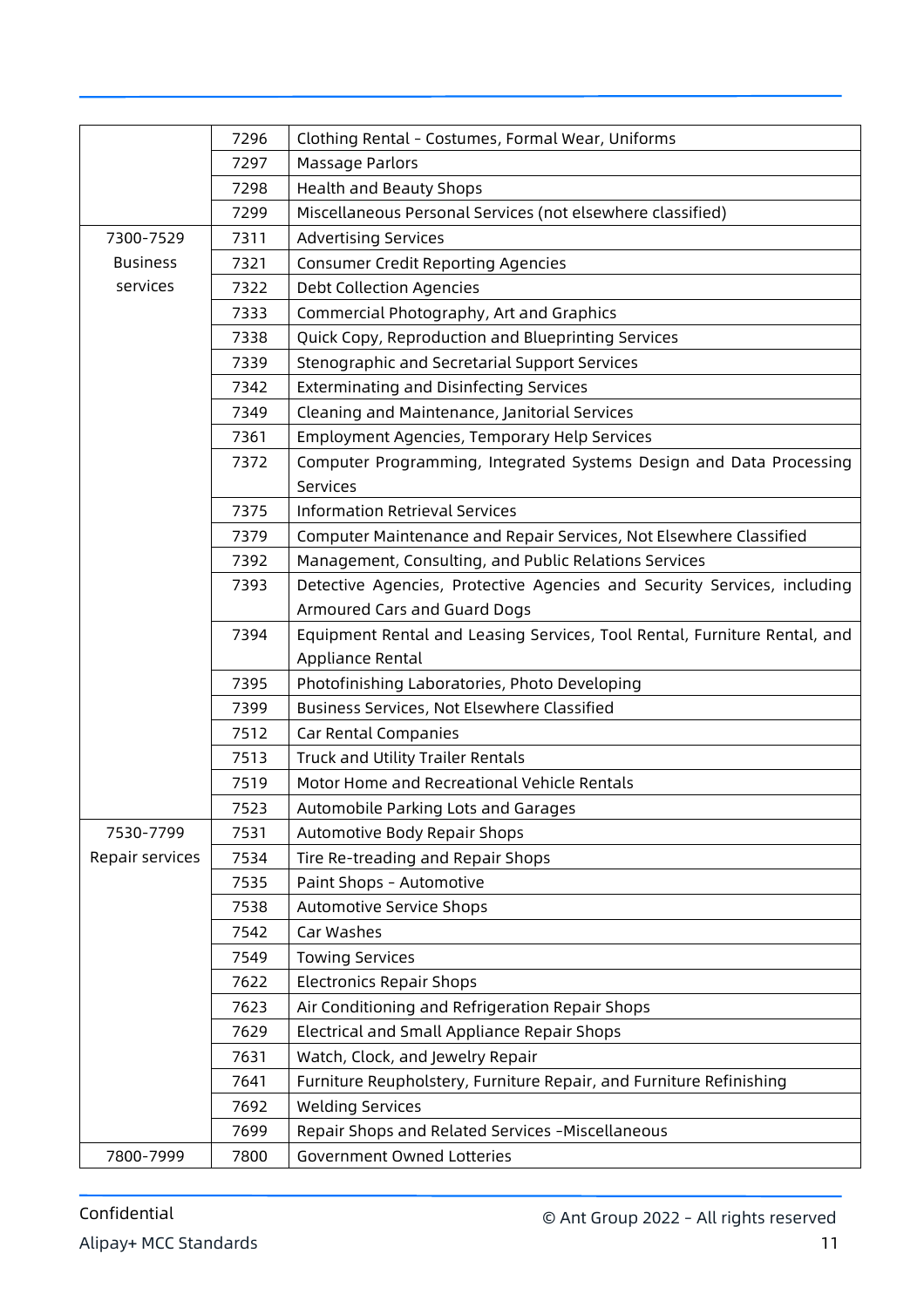| | | |
|---|---|---|
| | 7296 | Clothing Rental - Costumes, Formal Wear, Uniforms |
| | 7297 | Massage Parlors |
| | 7298 | Health and Beauty Shops |
| | 7299 | Miscellaneous Personal Services (not elsewhere classified) |
| 7300-7529 Business services | 7311 | Advertising Services |
| | 7321 | Consumer Credit Reporting Agencies |
| | 7322 | Debt Collection Agencies |
| | 7333 | Commercial Photography, Art and Graphics |
| | 7338 | Quick Copy, Reproduction and Blueprinting Services |
| | 7339 | Stenographic and Secretarial Support Services |
| | 7342 | Exterminating and Disinfecting Services |
| | 7349 | Cleaning and Maintenance, Janitorial Services |
| | 7361 | Employment Agencies, Temporary Help Services |
| | 7372 | Computer Programming, Integrated Systems Design and Data Processing Services |
| | 7375 | Information Retrieval Services |
| | 7379 | Computer Maintenance and Repair Services, Not Elsewhere Classified |
| | 7392 | Management, Consulting, and Public Relations Services |
| | 7393 | Detective Agencies, Protective Agencies and Security Services, including Armoured Cars and Guard Dogs |
| | 7394 | Equipment Rental and Leasing Services, Tool Rental, Furniture Rental, and Appliance Rental |
| | 7395 | Photofinishing Laboratories, Photo Developing |
| | 7399 | Business Services, Not Elsewhere Classified |
| | 7512 | Car Rental Companies |
| | 7513 | Truck and Utility Trailer Rentals |
| | 7519 | Motor Home and Recreational Vehicle Rentals |
| | 7523 | Automobile Parking Lots and Garages |
| 7530-7799 Repair services | 7531 | Automotive Body Repair Shops |
| | 7534 | Tire Re-treading and Repair Shops |
| | 7535 | Paint Shops - Automotive |
| | 7538 | Automotive Service Shops |
| | 7542 | Car Washes |
| | 7549 | Towing Services |
| | 7622 | Electronics Repair Shops |
| | 7623 | Air Conditioning and Refrigeration Repair Shops |
| | 7629 | Electrical and Small Appliance Repair Shops |
| | 7631 | Watch, Clock, and Jewelry Repair |
| | 7641 | Furniture Reupholstery, Furniture Repair, and Furniture Refinishing |
| | 7692 | Welding Services |
| | 7699 | Repair Shops and Related Services -Miscellaneous |
| 7800-7999 | 7800 | Government Owned Lotteries |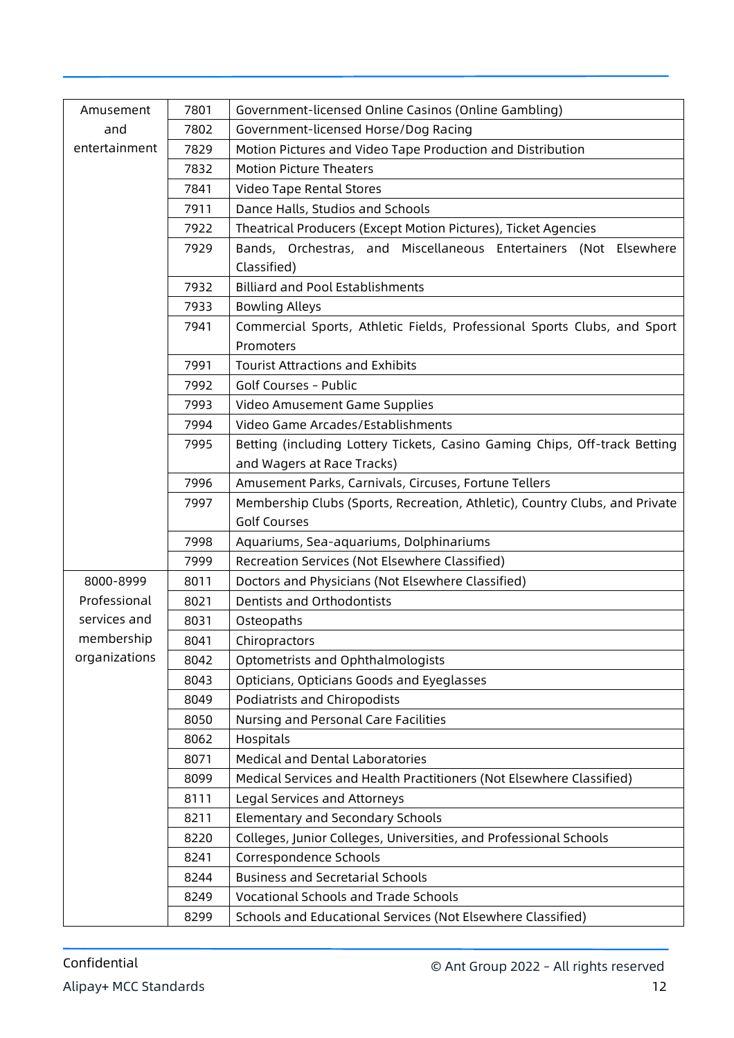| Amusement and entertainment | 7801 | Government-licensed Online Casinos (Online Gambling) |
|---|---|---|
| | 7802 | Government-licensed Horse/Dog Racing |
| | 7829 | Motion Pictures and Video Tape Production and Distribution |
| | 7832 | Motion Picture Theaters |
| | 7841 | Video Tape Rental Stores |
| | 7911 | Dance Halls, Studios and Schools |
| | 7922 | Theatrical Producers (Except Motion Pictures), Ticket Agencies |
| | 7929 | Bands, Orchestras, and Miscellaneous Entertainers (Not Elsewhere Classified) |
| | 7932 | Billiard and Pool Establishments |
| | 7933 | Bowling Alleys |
| | 7941 | Commercial Sports, Athletic Fields, Professional Sports Clubs, and Sport Promoters |
| | 7991 | Tourist Attractions and Exhibits |
| | 7992 | Golf Courses - Public |
| | 7993 | Video Amusement Game Supplies |
| | 7994 | Video Game Arcades/Establishments |
| | 7995 | Betting (including Lottery Tickets, Casino Gaming Chips, Off-track Betting and Wagers at Race Tracks) |
| | 7996 | Amusement Parks, Carnivals, Circuses, Fortune Tellers |
| | 7997 | Membership Clubs (Sports, Recreation, Athletic), Country Clubs, and Private Golf Courses |
| | 7998 | Aquariums, Sea-aquariums, Dolphinariums |
| | 7999 | Recreation Services (Not Elsewhere Classified) |
| 8000-8999 Professional services and membership organizations | 8011 | Doctors and Physicians (Not Elsewhere Classified) |
| | 8021 | Dentists and Orthodontists |
| | 8031 | Osteopaths |
| | 8041 | Chiropractors |
| | 8042 | Optometrists and Ophthalmologists |
| | 8043 | Opticians, Opticians Goods and Eyeglasses |
| | 8049 | Podiatrists and Chiropodists |
| | 8050 | Nursing and Personal Care Facilities |
| | 8062 | Hospitals |
| | 8071 | Medical and Dental Laboratories |
| | 8099 | Medical Services and Health Practitioners (Not Elsewhere Classified) |
| | 8111 | Legal Services and Attorneys |
| | 8211 | Elementary and Secondary Schools |
| | 8220 | Colleges, Junior Colleges, Universities, and Professional Schools |
| | 8241 | Correspondence Schools |
| | 8244 | Business and Secretarial Schools |
| | 8249 | Vocational Schools and Trade Schools |
| | 8299 | Schools and Educational Services (Not Elsewhere Classified) |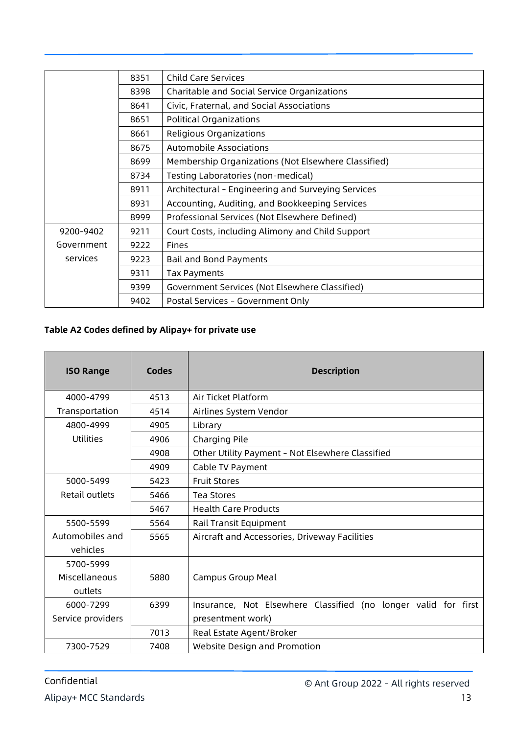| | | |
|---|---|---|
| | 8351 | Child Care Services |
| | 8398 | Charitable and Social Service Organizations |
| | 8641 | Civic, Fraternal, and Social Associations |
| | 8651 | Political Organizations |
| | 8661 | Religious Organizations |
| | 8675 | Automobile Associations |
| | 8699 | Membership Organizations (Not Elsewhere Classified) |
| | 8734 | Testing Laboratories (non-medical) |
| | 8911 | Architectural - Engineering and Surveying Services |
| | 8931 | Accounting, Auditing, and Bookkeeping Services |
| | 8999 | Professional Services (Not Elsewhere Defined) |
| 9200-9402 Government services | 9211 | Court Costs, including Alimony and Child Support |
| | 9222 | Fines |
| | 9223 | Bail and Bond Payments |
| | 9311 | Tax Payments |
| | 9399 | Government Services (Not Elsewhere Classified) |
| | 9402 | Postal Services - Government Only |

**Table A2 Codes defined by Alipay+ for private use**

| ISO Range | Codes | Description |
|---|---|---|
| 4000-4799 Transportation | 4513 | Air Ticket Platform |
| | 4514 | Airlines System Vendor |
| 4800-4999 Utilities | 4905 | Library |
| | 4906 | Charging Pile |
| | 4908 | Other Utility Payment - Not Elsewhere Classified |
| | 4909 | Cable TV Payment |
| 5000-5499 Retail outlets | 5423 | Fruit Stores |
| | 5466 | Tea Stores |
| | 5467 | Health Care Products |
| 5500-5599 Automobiles and vehicles | 5564 | Rail Transit Equipment |
| | 5565 | Aircraft and Accessories, Driveway Facilities |
| 5700-5999 Miscellaneous outlets | 5880 | Campus Group Meal |
| 6000-7299 Service providers | 6399 | Insurance, Not Elsewhere Classified (no longer valid for first presentment work) |
| | 7013 | Real Estate Agent/Broker |
| 7300-7529 | 7408 | Website Design and Promotion |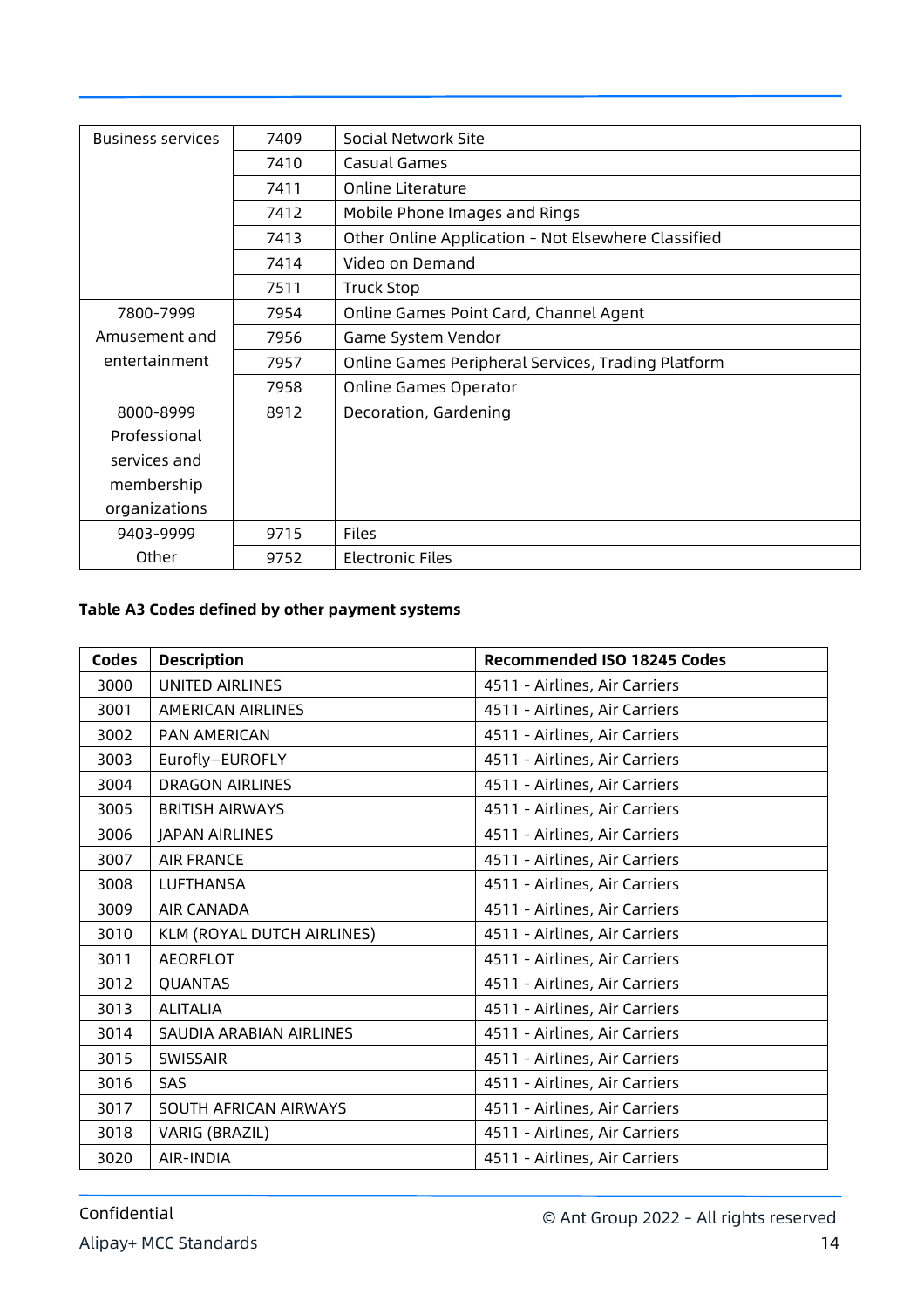| Business services | 7409 | Social Network Site |
|---|---|---|
| | 7410 | Casual Games |
| | 7411 | Online Literature |
| | 7412 | Mobile Phone Images and Rings |
| | 7413 | Other Online Application - Not Elsewhere Classified |
| | 7414 | Video on Demand |
| | 7511 | Truck Stop |
| 7800-7999 Amusement and entertainment | 7954 | Online Games Point Card, Channel Agent |
| | 7956 | Game System Vendor |
| | 7957 | Online Games Peripheral Services, Trading Platform |
| | 7958 | Online Games Operator |
| 8000-8999 Professional services and membership organizations | 8912 | Decoration, Gardening |
| 9403-9999 Other | 9715 | Files |
| | 9752 | Electronic Files |

**Table A3 Codes defined by other payment systems**

| Codes | Description | Recommended ISO 18245 Codes |
|---|---|---|
| 3000 | UNITED AIRLINES | 4511 - Airlines, Air Carriers |
| 3001 | AMERICAN AIRLINES | 4511 - Airlines, Air Carriers |
| 3002 | PAN AMERICAN | 4511 - Airlines, Air Carriers |
| 3003 | Eurofly–EUROFLY | 4511 - Airlines, Air Carriers |
| 3004 | DRAGON AIRLINES | 4511 - Airlines, Air Carriers |
| 3005 | BRITISH AIRWAYS | 4511 - Airlines, Air Carriers |
| 3006 | JAPAN AIRLINES | 4511 - Airlines, Air Carriers |
| 3007 | AIR FRANCE | 4511 - Airlines, Air Carriers |
| 3008 | LUFTHANSA | 4511 - Airlines, Air Carriers |
| 3009 | AIR CANADA | 4511 - Airlines, Air Carriers |
| 3010 | KLM (ROYAL DUTCH AIRLINES) | 4511 - Airlines, Air Carriers |
| 3011 | AEORFLOT | 4511 - Airlines, Air Carriers |
| 3012 | QUANTAS | 4511 - Airlines, Air Carriers |
| 3013 | ALITALIA | 4511 - Airlines, Air Carriers |
| 3014 | SAUDIA ARABIAN AIRLINES | 4511 - Airlines, Air Carriers |
| 3015 | SWISSAIR | 4511 - Airlines, Air Carriers |
| 3016 | SAS | 4511 - Airlines, Air Carriers |
| 3017 | SOUTH AFRICAN AIRWAYS | 4511 - Airlines, Air Carriers |
| 3018 | VARIG (BRAZIL) | 4511 - Airlines, Air Carriers |
| 3020 | AIR-INDIA | 4511 - Airlines, Air Carriers |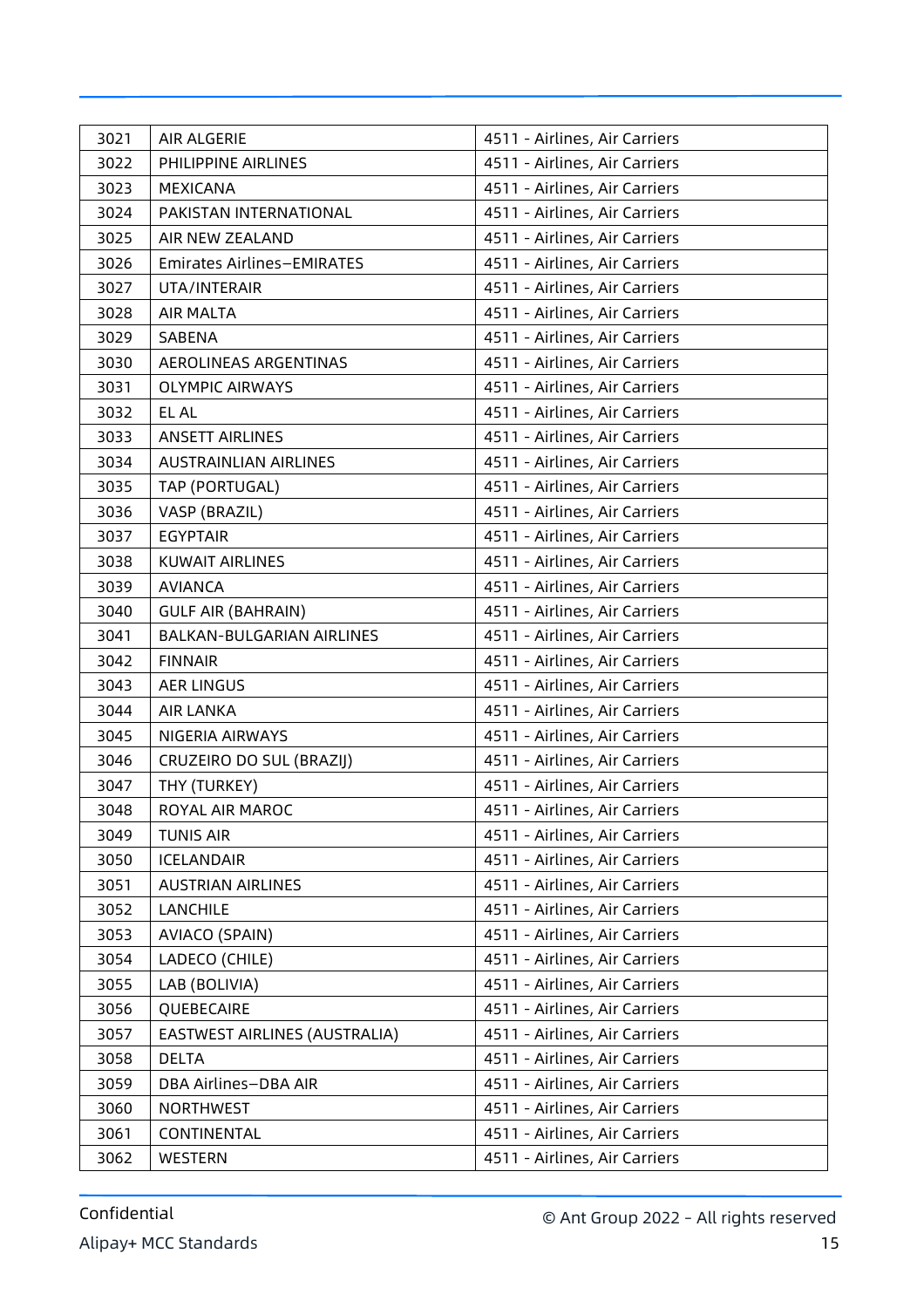| 3021 | AIR ALGERIE | 4511 - Airlines, Air Carriers |
|---|---|---|
| 3022 | PHILIPPINE AIRLINES | 4511 - Airlines, Air Carriers |
| 3023 | MEXICANA | 4511 - Airlines, Air Carriers |
| 3024 | PAKISTAN INTERNATIONAL | 4511 - Airlines, Air Carriers |
| 3025 | AIR NEW ZEALAND | 4511 - Airlines, Air Carriers |
| 3026 | Emirates Airlines–EMIRATES | 4511 - Airlines, Air Carriers |
| 3027 | UTA/INTERAIR | 4511 - Airlines, Air Carriers |
| 3028 | AIR MALTA | 4511 - Airlines, Air Carriers |
| 3029 | SABENA | 4511 - Airlines, Air Carriers |
| 3030 | AEROLINEAS ARGENTINAS | 4511 - Airlines, Air Carriers |
| 3031 | OLYMPIC AIRWAYS | 4511 - Airlines, Air Carriers |
| 3032 | EL AL | 4511 - Airlines, Air Carriers |
| 3033 | ANSETT AIRLINES | 4511 - Airlines, Air Carriers |
| 3034 | AUSTRAINLIAN AIRLINES | 4511 - Airlines, Air Carriers |
| 3035 | TAP (PORTUGAL) | 4511 - Airlines, Air Carriers |
| 3036 | VASP (BRAZIL) | 4511 - Airlines, Air Carriers |
| 3037 | EGYPTAIR | 4511 - Airlines, Air Carriers |
| 3038 | KUWAIT AIRLINES | 4511 - Airlines, Air Carriers |
| 3039 | AVIANCA | 4511 - Airlines, Air Carriers |
| 3040 | GULF AIR (BAHRAIN) | 4511 - Airlines, Air Carriers |
| 3041 | BALKAN-BULGARIAN AIRLINES | 4511 - Airlines, Air Carriers |
| 3042 | FINNAIR | 4511 - Airlines, Air Carriers |
| 3043 | AER LINGUS | 4511 - Airlines, Air Carriers |
| 3044 | AIR LANKA | 4511 - Airlines, Air Carriers |
| 3045 | NIGERIA AIRWAYS | 4511 - Airlines, Air Carriers |
| 3046 | CRUZEIRO DO SUL (BRAZIJ) | 4511 - Airlines, Air Carriers |
| 3047 | THY (TURKEY) | 4511 - Airlines, Air Carriers |
| 3048 | ROYAL AIR MAROC | 4511 - Airlines, Air Carriers |
| 3049 | TUNIS AIR | 4511 - Airlines, Air Carriers |
| 3050 | ICELANDAIR | 4511 - Airlines, Air Carriers |
| 3051 | AUSTRIAN AIRLINES | 4511 - Airlines, Air Carriers |
| 3052 | LANCHILE | 4511 - Airlines, Air Carriers |
| 3053 | AVIACO (SPAIN) | 4511 - Airlines, Air Carriers |
| 3054 | LADECO (CHILE) | 4511 - Airlines, Air Carriers |
| 3055 | LAB (BOLIVIA) | 4511 - Airlines, Air Carriers |
| 3056 | QUEBECAIRE | 4511 - Airlines, Air Carriers |
| 3057 | EASTWEST AIRLINES (AUSTRALIA) | 4511 - Airlines, Air Carriers |
| 3058 | DELTA | 4511 - Airlines, Air Carriers |
| 3059 | DBA Airlines–DBA AIR | 4511 - Airlines, Air Carriers |
| 3060 | NORTHWEST | 4511 - Airlines, Air Carriers |
| 3061 | CONTINENTAL | 4511 - Airlines, Air Carriers |
| 3062 | WESTERN | 4511 - Airlines, Air Carriers |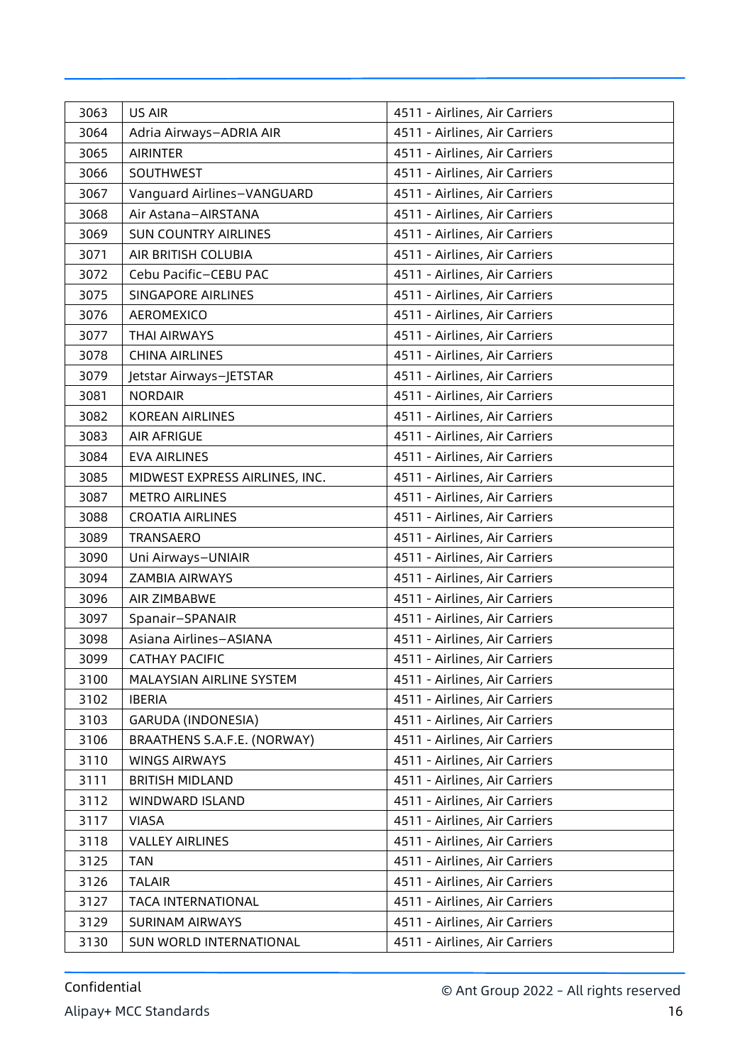| 3063 | US AIR | 4511 - Airlines, Air Carriers |
|---|---|---|
| 3064 | Adria Airways–ADRIA AIR | 4511 - Airlines, Air Carriers |
| 3065 | AIRINTER | 4511 - Airlines, Air Carriers |
| 3066 | SOUTHWEST | 4511 - Airlines, Air Carriers |
| 3067 | Vanguard Airlines–VANGUARD | 4511 - Airlines, Air Carriers |
| 3068 | Air Astana–AIRSTANA | 4511 - Airlines, Air Carriers |
| 3069 | SUN COUNTRY AIRLINES | 4511 - Airlines, Air Carriers |
| 3071 | AIR BRITISH COLUBIA | 4511 - Airlines, Air Carriers |
| 3072 | Cebu Pacific–CEBU PAC | 4511 - Airlines, Air Carriers |
| 3075 | SINGAPORE AIRLINES | 4511 - Airlines, Air Carriers |
| 3076 | AEROMEXICO | 4511 - Airlines, Air Carriers |
| 3077 | THAI AIRWAYS | 4511 - Airlines, Air Carriers |
| 3078 | CHINA AIRLINES | 4511 - Airlines, Air Carriers |
| 3079 | Jetstar Airways–JETSTAR | 4511 - Airlines, Air Carriers |
| 3081 | NORDAIR | 4511 - Airlines, Air Carriers |
| 3082 | KOREAN AIRLINES | 4511 - Airlines, Air Carriers |
| 3083 | AIR AFRIGUE | 4511 - Airlines, Air Carriers |
| 3084 | EVA AIRLINES | 4511 - Airlines, Air Carriers |
| 3085 | MIDWEST EXPRESS AIRLINES, INC. | 4511 - Airlines, Air Carriers |
| 3087 | METRO AIRLINES | 4511 - Airlines, Air Carriers |
| 3088 | CROATIA AIRLINES | 4511 - Airlines, Air Carriers |
| 3089 | TRANSAERO | 4511 - Airlines, Air Carriers |
| 3090 | Uni Airways–UNIAIR | 4511 - Airlines, Air Carriers |
| 3094 | ZAMBIA AIRWAYS | 4511 - Airlines, Air Carriers |
| 3096 | AIR ZIMBABWE | 4511 - Airlines, Air Carriers |
| 3097 | Spanair–SPANAIR | 4511 - Airlines, Air Carriers |
| 3098 | Asiana Airlines–ASIANA | 4511 - Airlines, Air Carriers |
| 3099 | CATHAY PACIFIC | 4511 - Airlines, Air Carriers |
| 3100 | MALAYSIAN AIRLINE SYSTEM | 4511 - Airlines, Air Carriers |
| 3102 | IBERIA | 4511 - Airlines, Air Carriers |
| 3103 | GARUDA (INDONESIA) | 4511 - Airlines, Air Carriers |
| 3106 | BRAATHENS S.A.F.E. (NORWAY) | 4511 - Airlines, Air Carriers |
| 3110 | WINGS AIRWAYS | 4511 - Airlines, Air Carriers |
| 3111 | BRITISH MIDLAND | 4511 - Airlines, Air Carriers |
| 3112 | WINDWARD ISLAND | 4511 - Airlines, Air Carriers |
| 3117 | VIASA | 4511 - Airlines, Air Carriers |
| 3118 | VALLEY AIRLINES | 4511 - Airlines, Air Carriers |
| 3125 | TAN | 4511 - Airlines, Air Carriers |
| 3126 | TALAIR | 4511 - Airlines, Air Carriers |
| 3127 | TACA INTERNATIONAL | 4511 - Airlines, Air Carriers |
| 3129 | SURINAM AIRWAYS | 4511 - Airlines, Air Carriers |
| 3130 | SUN WORLD INTERNATIONAL | 4511 - Airlines, Air Carriers |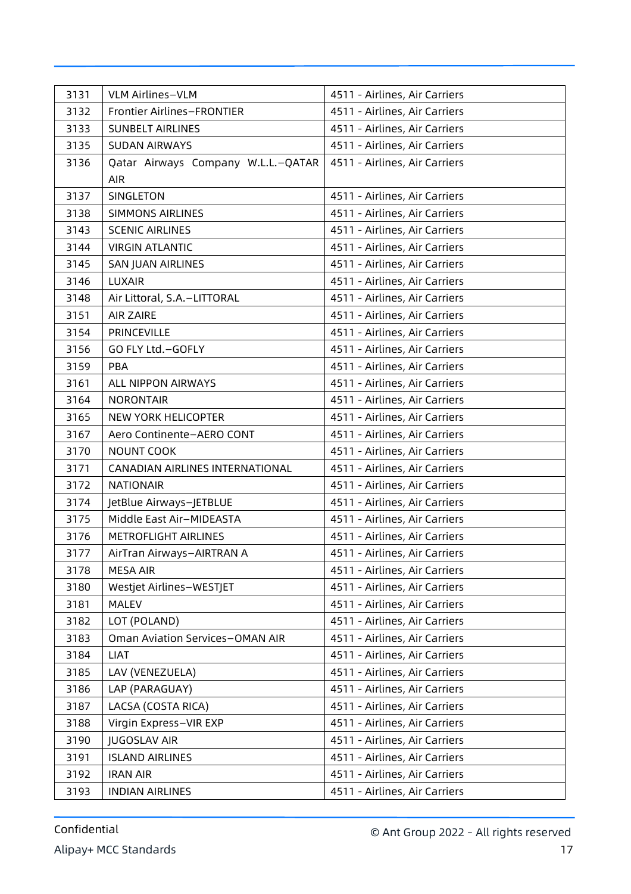| 3131 | VLM Airlines–VLM | 4511 - Airlines, Air Carriers |
|---|---|---|
| 3132 | Frontier Airlines–FRONTIER | 4511 - Airlines, Air Carriers |
| 3133 | SUNBELT AIRLINES | 4511 - Airlines, Air Carriers |
| 3135 | SUDAN AIRWAYS | 4511 - Airlines, Air Carriers |
| 3136 | Qatar Airways Company W.L.L.–QATAR AIR | 4511 - Airlines, Air Carriers |
| 3137 | SINGLETON | 4511 - Airlines, Air Carriers |
| 3138 | SIMMONS AIRLINES | 4511 - Airlines, Air Carriers |
| 3143 | SCENIC AIRLINES | 4511 - Airlines, Air Carriers |
| 3144 | VIRGIN ATLANTIC | 4511 - Airlines, Air Carriers |
| 3145 | SAN JUAN AIRLINES | 4511 - Airlines, Air Carriers |
| 3146 | LUXAIR | 4511 - Airlines, Air Carriers |
| 3148 | Air Littoral, S.A.–LITTORAL | 4511 - Airlines, Air Carriers |
| 3151 | AIR ZAIRE | 4511 - Airlines, Air Carriers |
| 3154 | PRINCEVILLE | 4511 - Airlines, Air Carriers |
| 3156 | GO FLY Ltd.–GOFLY | 4511 - Airlines, Air Carriers |
| 3159 | PBA | 4511 - Airlines, Air Carriers |
| 3161 | ALL NIPPON AIRWAYS | 4511 - Airlines, Air Carriers |
| 3164 | NORONTAIR | 4511 - Airlines, Air Carriers |
| 3165 | NEW YORK HELICOPTER | 4511 - Airlines, Air Carriers |
| 3167 | Aero Continente–AERO CONT | 4511 - Airlines, Air Carriers |
| 3170 | NOUNT COOK | 4511 - Airlines, Air Carriers |
| 3171 | CANADIAN AIRLINES INTERNATIONAL | 4511 - Airlines, Air Carriers |
| 3172 | NATIONAIR | 4511 - Airlines, Air Carriers |
| 3174 | JetBlue Airways–JETBLUE | 4511 - Airlines, Air Carriers |
| 3175 | Middle East Air–MIDEASTA | 4511 - Airlines, Air Carriers |
| 3176 | METROFLIGHT AIRLINES | 4511 - Airlines, Air Carriers |
| 3177 | AirTran Airways–AIRTRAN A | 4511 - Airlines, Air Carriers |
| 3178 | MESA AIR | 4511 - Airlines, Air Carriers |
| 3180 | Westjet Airlines–WESTJET | 4511 - Airlines, Air Carriers |
| 3181 | MALEV | 4511 - Airlines, Air Carriers |
| 3182 | LOT (POLAND) | 4511 - Airlines, Air Carriers |
| 3183 | Oman Aviation Services–OMAN AIR | 4511 - Airlines, Air Carriers |
| 3184 | LIAT | 4511 - Airlines, Air Carriers |
| 3185 | LAV (VENEZUELA) | 4511 - Airlines, Air Carriers |
| 3186 | LAP (PARAGUAY) | 4511 - Airlines, Air Carriers |
| 3187 | LACSA (COSTA RICA) | 4511 - Airlines, Air Carriers |
| 3188 | Virgin Express–VIR EXP | 4511 - Airlines, Air Carriers |
| 3190 | JUGOSLAV AIR | 4511 - Airlines, Air Carriers |
| 3191 | ISLAND AIRLINES | 4511 - Airlines, Air Carriers |
| 3192 | IRAN AIR | 4511 - Airlines, Air Carriers |
| 3193 | INDIAN AIRLINES | 4511 - Airlines, Air Carriers |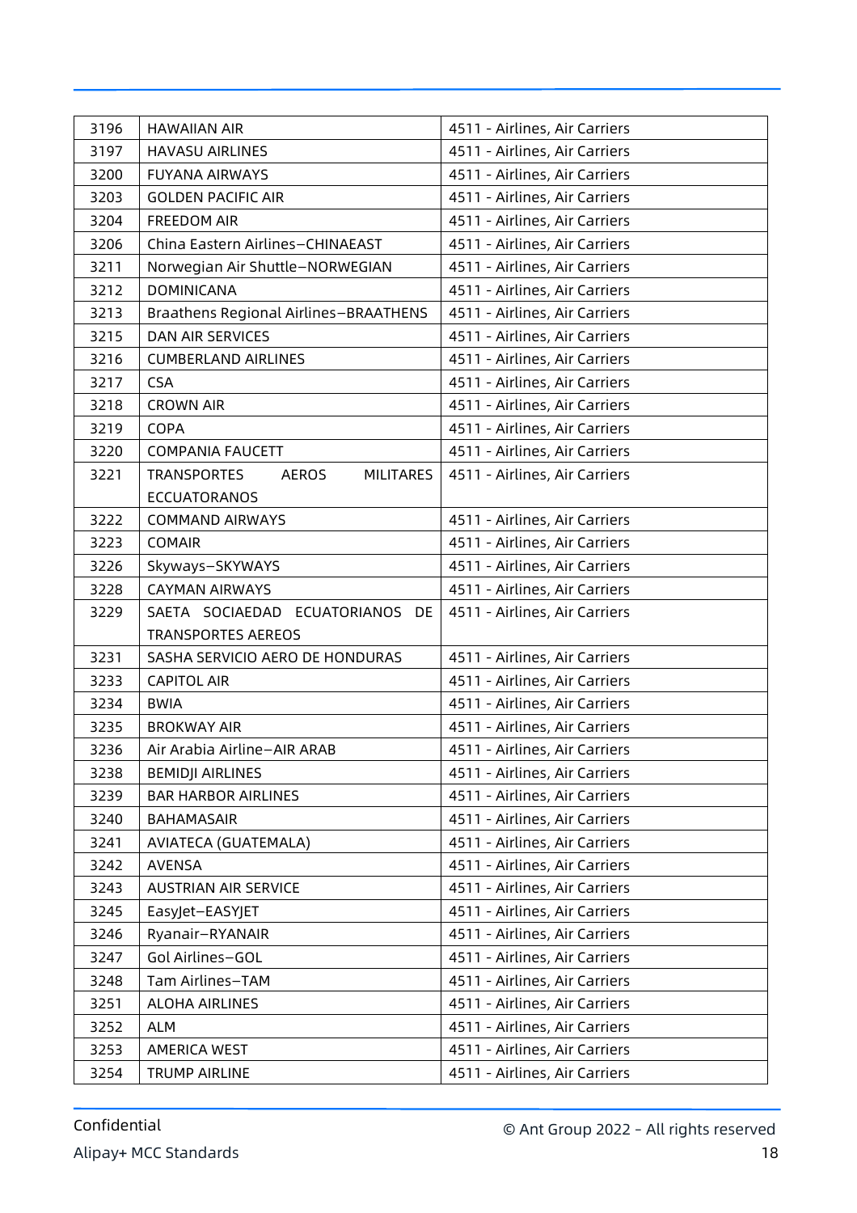| 3196 | HAWAIIAN AIR | 4511 - Airlines, Air Carriers |
|---|---|---|
| 3197 | HAVASU AIRLINES | 4511 - Airlines, Air Carriers |
| 3200 | FUYANA AIRWAYS | 4511 - Airlines, Air Carriers |
| 3203 | GOLDEN PACIFIC AIR | 4511 - Airlines, Air Carriers |
| 3204 | FREEDOM AIR | 4511 - Airlines, Air Carriers |
| 3206 | China Eastern Airlines–CHINAEAST | 4511 - Airlines, Air Carriers |
| 3211 | Norwegian Air Shuttle–NORWEGIAN | 4511 - Airlines, Air Carriers |
| 3212 | DOMINICANA | 4511 - Airlines, Air Carriers |
| 3213 | Braathens Regional Airlines–BRAATHENS | 4511 - Airlines, Air Carriers |
| 3215 | DAN AIR SERVICES | 4511 - Airlines, Air Carriers |
| 3216 | CUMBERLAND AIRLINES | 4511 - Airlines, Air Carriers |
| 3217 | CSA | 4511 - Airlines, Air Carriers |
| 3218 | CROWN AIR | 4511 - Airlines, Air Carriers |
| 3219 | COPA | 4511 - Airlines, Air Carriers |
| 3220 | COMPANIA FAUCETT | 4511 - Airlines, Air Carriers |
| 3221 | TRANSPORTES AEROS MILITARES ECCUATORANOS | 4511 - Airlines, Air Carriers |
| 3222 | COMMAND AIRWAYS | 4511 - Airlines, Air Carriers |
| 3223 | COMAIR | 4511 - Airlines, Air Carriers |
| 3226 | Skyways–SKYWAYS | 4511 - Airlines, Air Carriers |
| 3228 | CAYMAN AIRWAYS | 4511 - Airlines, Air Carriers |
| 3229 | SAETA SOCIAEDAD ECUATORIANOS DE TRANSPORTES AEREOS | 4511 - Airlines, Air Carriers |
| 3231 | SASHA SERVICIO AERO DE HONDURAS | 4511 - Airlines, Air Carriers |
| 3233 | CAPITOL AIR | 4511 - Airlines, Air Carriers |
| 3234 | BWIA | 4511 - Airlines, Air Carriers |
| 3235 | BROKWAY AIR | 4511 - Airlines, Air Carriers |
| 3236 | Air Arabia Airline–AIR ARAB | 4511 - Airlines, Air Carriers |
| 3238 | BEMIDJI AIRLINES | 4511 - Airlines, Air Carriers |
| 3239 | BAR HARBOR AIRLINES | 4511 - Airlines, Air Carriers |
| 3240 | BAHAMASAIR | 4511 - Airlines, Air Carriers |
| 3241 | AVIATECA (GUATEMALA) | 4511 - Airlines, Air Carriers |
| 3242 | AVENSA | 4511 - Airlines, Air Carriers |
| 3243 | AUSTRIAN AIR SERVICE | 4511 - Airlines, Air Carriers |
| 3245 | EasyJet–EASYJET | 4511 - Airlines, Air Carriers |
| 3246 | Ryanair–RYANAIR | 4511 - Airlines, Air Carriers |
| 3247 | Gol Airlines–GOL | 4511 - Airlines, Air Carriers |
| 3248 | Tam Airlines–TAM | 4511 - Airlines, Air Carriers |
| 3251 | ALOHA AIRLINES | 4511 - Airlines, Air Carriers |
| 3252 | ALM | 4511 - Airlines, Air Carriers |
| 3253 | AMERICA WEST | 4511 - Airlines, Air Carriers |
| 3254 | TRUMP AIRLINE | 4511 - Airlines, Air Carriers |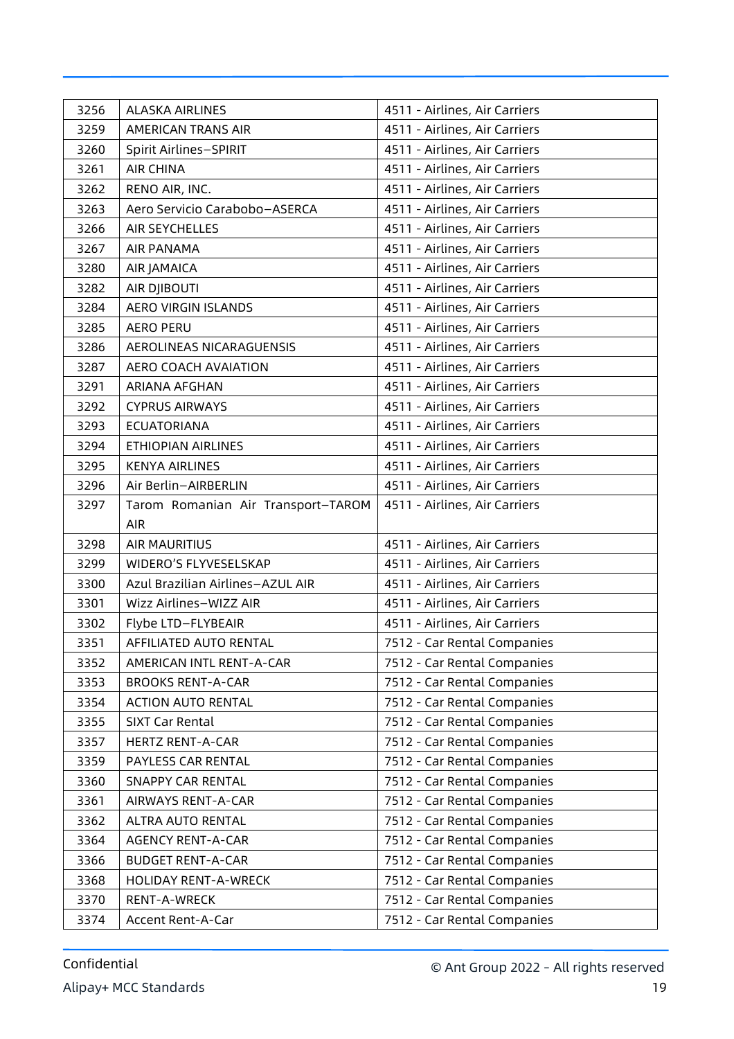| | | |
|---|---|---|
| 3256 | ALASKA AIRLINES | 4511 - Airlines, Air Carriers |
| 3259 | AMERICAN TRANS AIR | 4511 - Airlines, Air Carriers |
| 3260 | Spirit Airlines−SPIRIT | 4511 - Airlines, Air Carriers |
| 3261 | AIR CHINA | 4511 - Airlines, Air Carriers |
| 3262 | RENO AIR, INC. | 4511 - Airlines, Air Carriers |
| 3263 | Aero Servicio Carabobo−ASERCA | 4511 - Airlines, Air Carriers |
| 3266 | AIR SEYCHELLES | 4511 - Airlines, Air Carriers |
| 3267 | AIR PANAMA | 4511 - Airlines, Air Carriers |
| 3280 | AIR JAMAICA | 4511 - Airlines, Air Carriers |
| 3282 | AIR DJIBOUTI | 4511 - Airlines, Air Carriers |
| 3284 | AERO VIRGIN ISLANDS | 4511 - Airlines, Air Carriers |
| 3285 | AERO PERU | 4511 - Airlines, Air Carriers |
| 3286 | AEROLINEAS NICARAGUENSIS | 4511 - Airlines, Air Carriers |
| 3287 | AERO COACH AVAIATION | 4511 - Airlines, Air Carriers |
| 3291 | ARIANA AFGHAN | 4511 - Airlines, Air Carriers |
| 3292 | CYPRUS AIRWAYS | 4511 - Airlines, Air Carriers |
| 3293 | ECUATORIANA | 4511 - Airlines, Air Carriers |
| 3294 | ETHIOPIAN AIRLINES | 4511 - Airlines, Air Carriers |
| 3295 | KENYA AIRLINES | 4511 - Airlines, Air Carriers |
| 3296 | Air Berlin−AIRBERLIN | 4511 - Airlines, Air Carriers |
| 3297 | Tarom Romanian Air Transport−TAROM AIR | 4511 - Airlines, Air Carriers |
| 3298 | AIR MAURITIUS | 4511 - Airlines, Air Carriers |
| 3299 | WIDERO'S FLYVESELSKAP | 4511 - Airlines, Air Carriers |
| 3300 | Azul Brazilian Airlines−AZUL AIR | 4511 - Airlines, Air Carriers |
| 3301 | Wizz Airlines−WIZZ AIR | 4511 - Airlines, Air Carriers |
| 3302 | Flybe LTD−FLYBEAIR | 4511 - Airlines, Air Carriers |
| 3351 | AFFILIATED AUTO RENTAL | 7512 - Car Rental Companies |
| 3352 | AMERICAN INTL RENT-A-CAR | 7512 - Car Rental Companies |
| 3353 | BROOKS RENT-A-CAR | 7512 - Car Rental Companies |
| 3354 | ACTION AUTO RENTAL | 7512 - Car Rental Companies |
| 3355 | SIXT Car Rental | 7512 - Car Rental Companies |
| 3357 | HERTZ RENT-A-CAR | 7512 - Car Rental Companies |
| 3359 | PAYLESS CAR RENTAL | 7512 - Car Rental Companies |
| 3360 | SNAPPY CAR RENTAL | 7512 - Car Rental Companies |
| 3361 | AIRWAYS RENT-A-CAR | 7512 - Car Rental Companies |
| 3362 | ALTRA AUTO RENTAL | 7512 - Car Rental Companies |
| 3364 | AGENCY RENT-A-CAR | 7512 - Car Rental Companies |
| 3366 | BUDGET RENT-A-CAR | 7512 - Car Rental Companies |
| 3368 | HOLIDAY RENT-A-WRECK | 7512 - Car Rental Companies |
| 3370 | RENT-A-WRECK | 7512 - Car Rental Companies |
| 3374 | Accent Rent-A-Car | 7512 - Car Rental Companies |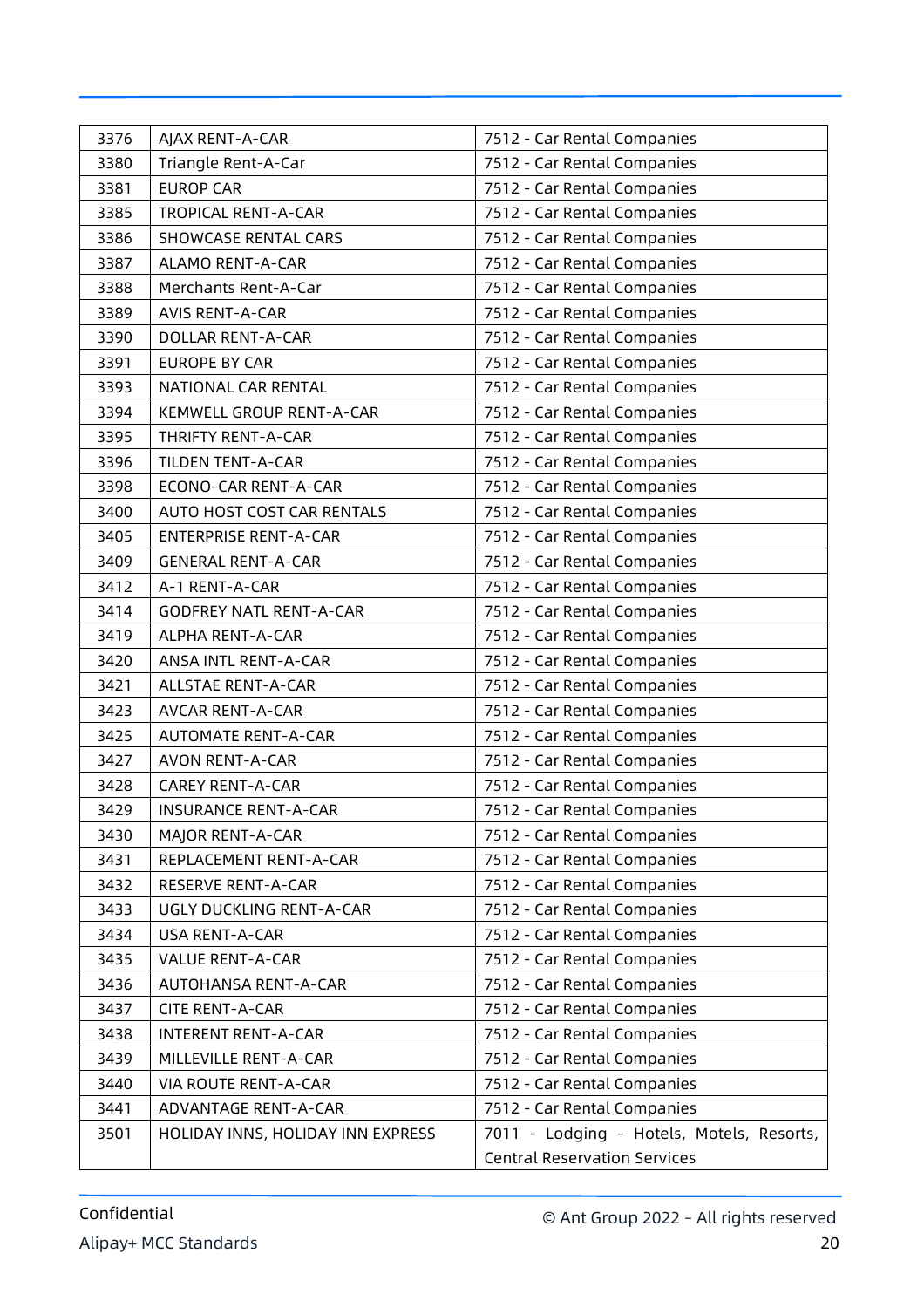| | | |
|---|---|---|
| 3376 | AJAX RENT-A-CAR | 7512 - Car Rental Companies |
| 3380 | Triangle Rent-A-Car | 7512 - Car Rental Companies |
| 3381 | EUROP CAR | 7512 - Car Rental Companies |
| 3385 | TROPICAL RENT-A-CAR | 7512 - Car Rental Companies |
| 3386 | SHOWCASE RENTAL CARS | 7512 - Car Rental Companies |
| 3387 | ALAMO RENT-A-CAR | 7512 - Car Rental Companies |
| 3388 | Merchants Rent-A-Car | 7512 - Car Rental Companies |
| 3389 | AVIS RENT-A-CAR | 7512 - Car Rental Companies |
| 3390 | DOLLAR RENT-A-CAR | 7512 - Car Rental Companies |
| 3391 | EUROPE BY CAR | 7512 - Car Rental Companies |
| 3393 | NATIONAL CAR RENTAL | 7512 - Car Rental Companies |
| 3394 | KEMWELL GROUP RENT-A-CAR | 7512 - Car Rental Companies |
| 3395 | THRIFTY RENT-A-CAR | 7512 - Car Rental Companies |
| 3396 | TILDEN TENT-A-CAR | 7512 - Car Rental Companies |
| 3398 | ECONO-CAR RENT-A-CAR | 7512 - Car Rental Companies |
| 3400 | AUTO HOST COST CAR RENTALS | 7512 - Car Rental Companies |
| 3405 | ENTERPRISE RENT-A-CAR | 7512 - Car Rental Companies |
| 3409 | GENERAL RENT-A-CAR | 7512 - Car Rental Companies |
| 3412 | A-1 RENT-A-CAR | 7512 - Car Rental Companies |
| 3414 | GODFREY NATL RENT-A-CAR | 7512 - Car Rental Companies |
| 3419 | ALPHA RENT-A-CAR | 7512 - Car Rental Companies |
| 3420 | ANSA INTL RENT-A-CAR | 7512 - Car Rental Companies |
| 3421 | ALLSTAE RENT-A-CAR | 7512 - Car Rental Companies |
| 3423 | AVCAR RENT-A-CAR | 7512 - Car Rental Companies |
| 3425 | AUTOMATE RENT-A-CAR | 7512 - Car Rental Companies |
| 3427 | AVON RENT-A-CAR | 7512 - Car Rental Companies |
| 3428 | CAREY RENT-A-CAR | 7512 - Car Rental Companies |
| 3429 | INSURANCE RENT-A-CAR | 7512 - Car Rental Companies |
| 3430 | MAJOR RENT-A-CAR | 7512 - Car Rental Companies |
| 3431 | REPLACEMENT RENT-A-CAR | 7512 - Car Rental Companies |
| 3432 | RESERVE RENT-A-CAR | 7512 - Car Rental Companies |
| 3433 | UGLY DUCKLING RENT-A-CAR | 7512 - Car Rental Companies |
| 3434 | USA RENT-A-CAR | 7512 - Car Rental Companies |
| 3435 | VALUE RENT-A-CAR | 7512 - Car Rental Companies |
| 3436 | AUTOHANSA RENT-A-CAR | 7512 - Car Rental Companies |
| 3437 | CITE RENT-A-CAR | 7512 - Car Rental Companies |
| 3438 | INTERENT RENT-A-CAR | 7512 - Car Rental Companies |
| 3439 | MILLEVILLE RENT-A-CAR | 7512 - Car Rental Companies |
| 3440 | VIA ROUTE RENT-A-CAR | 7512 - Car Rental Companies |
| 3441 | ADVANTAGE RENT-A-CAR | 7512 - Car Rental Companies |
| 3501 | HOLIDAY INNS, HOLIDAY INN EXPRESS | 7011 - Lodging - Hotels, Motels, Resorts, Central Reservation Services |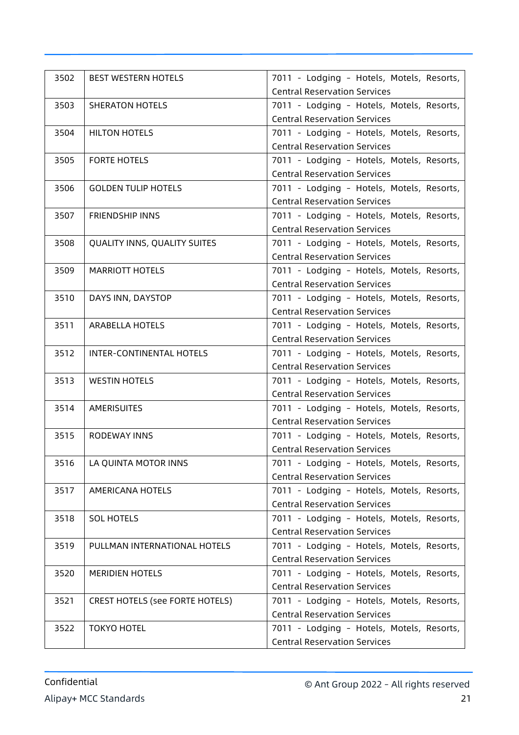| 3502 | BEST WESTERN HOTELS | 7011 - Lodging - Hotels, Motels, Resorts, Central Reservation Services |
|---|---|---|
| 3503 | SHERATON HOTELS | 7011 - Lodging - Hotels, Motels, Resorts, Central Reservation Services |
| 3504 | HILTON HOTELS | 7011 - Lodging - Hotels, Motels, Resorts, Central Reservation Services |
| 3505 | FORTE HOTELS | 7011 - Lodging - Hotels, Motels, Resorts, Central Reservation Services |
| 3506 | GOLDEN TULIP HOTELS | 7011 - Lodging - Hotels, Motels, Resorts, Central Reservation Services |
| 3507 | FRIENDSHIP INNS | 7011 - Lodging - Hotels, Motels, Resorts, Central Reservation Services |
| 3508 | QUALITY INNS, QUALITY SUITES | 7011 - Lodging - Hotels, Motels, Resorts, Central Reservation Services |
| 3509 | MARRIOTT HOTELS | 7011 - Lodging - Hotels, Motels, Resorts, Central Reservation Services |
| 3510 | DAYS INN, DAYSTOP | 7011 - Lodging - Hotels, Motels, Resorts, Central Reservation Services |
| 3511 | ARABELLA HOTELS | 7011 - Lodging - Hotels, Motels, Resorts, Central Reservation Services |
| 3512 | INTER-CONTINENTAL HOTELS | 7011 - Lodging - Hotels, Motels, Resorts, Central Reservation Services |
| 3513 | WESTIN HOTELS | 7011 - Lodging - Hotels, Motels, Resorts, Central Reservation Services |
| 3514 | AMERISUITES | 7011 - Lodging - Hotels, Motels, Resorts, Central Reservation Services |
| 3515 | RODEWAY INNS | 7011 - Lodging - Hotels, Motels, Resorts, Central Reservation Services |
| 3516 | LA QUINTA MOTOR INNS | 7011 - Lodging - Hotels, Motels, Resorts, Central Reservation Services |
| 3517 | AMERICANA HOTELS | 7011 - Lodging - Hotels, Motels, Resorts, Central Reservation Services |
| 3518 | SOL HOTELS | 7011 - Lodging - Hotels, Motels, Resorts, Central Reservation Services |
| 3519 | PULLMAN INTERNATIONAL HOTELS | 7011 - Lodging - Hotels, Motels, Resorts, Central Reservation Services |
| 3520 | MERIDIEN HOTELS | 7011 - Lodging - Hotels, Motels, Resorts, Central Reservation Services |
| 3521 | CREST HOTELS (see FORTE HOTELS) | 7011 - Lodging - Hotels, Motels, Resorts, Central Reservation Services |
| 3522 | TOKYO HOTEL | 7011 - Lodging - Hotels, Motels, Resorts, Central Reservation Services |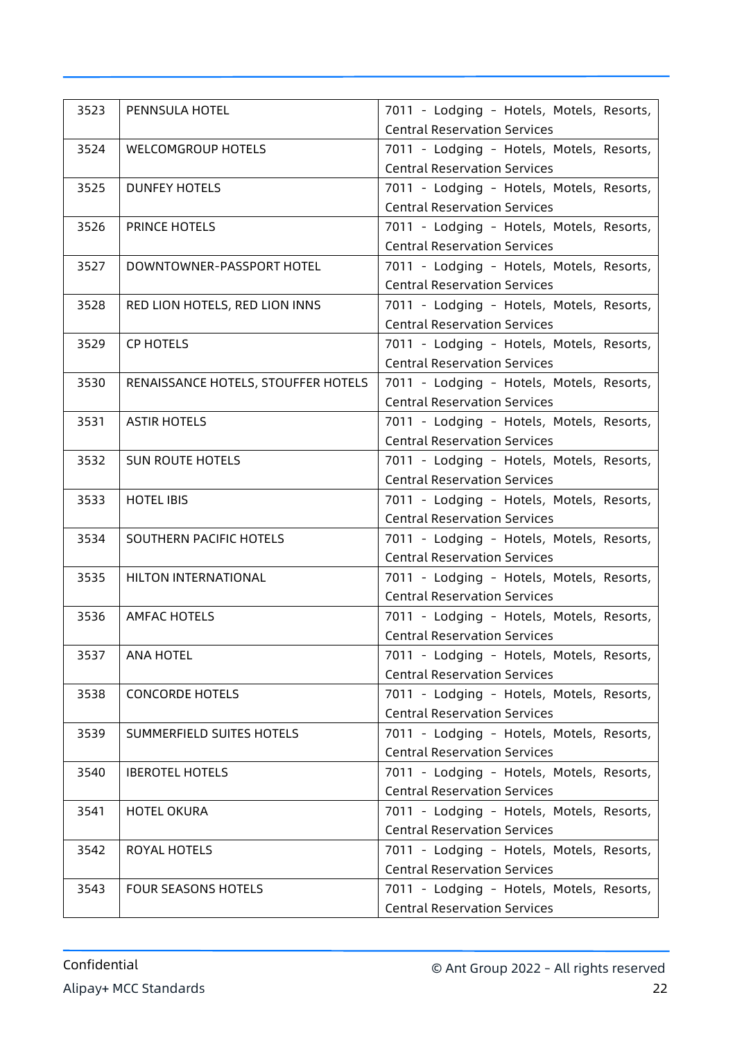| 3523 | PENNSULA HOTEL | 7011 - Lodging - Hotels, Motels, Resorts, Central Reservation Services |
|---|---|---|
| 3524 | WELCOMGROUP HOTELS | 7011 - Lodging - Hotels, Motels, Resorts, Central Reservation Services |
| 3525 | DUNFEY HOTELS | 7011 - Lodging - Hotels, Motels, Resorts, Central Reservation Services |
| 3526 | PRINCE HOTELS | 7011 - Lodging - Hotels, Motels, Resorts, Central Reservation Services |
| 3527 | DOWNTOWNER-PASSPORT HOTEL | 7011 - Lodging - Hotels, Motels, Resorts, Central Reservation Services |
| 3528 | RED LION HOTELS, RED LION INNS | 7011 - Lodging - Hotels, Motels, Resorts, Central Reservation Services |
| 3529 | CP HOTELS | 7011 - Lodging - Hotels, Motels, Resorts, Central Reservation Services |
| 3530 | RENAISSANCE HOTELS, STOUFFER HOTELS | 7011 - Lodging - Hotels, Motels, Resorts, Central Reservation Services |
| 3531 | ASTIR HOTELS | 7011 - Lodging - Hotels, Motels, Resorts, Central Reservation Services |
| 3532 | SUN ROUTE HOTELS | 7011 - Lodging - Hotels, Motels, Resorts, Central Reservation Services |
| 3533 | HOTEL IBIS | 7011 - Lodging - Hotels, Motels, Resorts, Central Reservation Services |
| 3534 | SOUTHERN PACIFIC HOTELS | 7011 - Lodging - Hotels, Motels, Resorts, Central Reservation Services |
| 3535 | HILTON INTERNATIONAL | 7011 - Lodging - Hotels, Motels, Resorts, Central Reservation Services |
| 3536 | AMFAC HOTELS | 7011 - Lodging - Hotels, Motels, Resorts, Central Reservation Services |
| 3537 | ANA HOTEL | 7011 - Lodging - Hotels, Motels, Resorts, Central Reservation Services |
| 3538 | CONCORDE HOTELS | 7011 - Lodging - Hotels, Motels, Resorts, Central Reservation Services |
| 3539 | SUMMERFIELD SUITES HOTELS | 7011 - Lodging - Hotels, Motels, Resorts, Central Reservation Services |
| 3540 | IBEROTEL HOTELS | 7011 - Lodging - Hotels, Motels, Resorts, Central Reservation Services |
| 3541 | HOTEL OKURA | 7011 - Lodging - Hotels, Motels, Resorts, Central Reservation Services |
| 3542 | ROYAL HOTELS | 7011 - Lodging - Hotels, Motels, Resorts, Central Reservation Services |
| 3543 | FOUR SEASONS HOTELS | 7011 - Lodging - Hotels, Motels, Resorts, Central Reservation Services |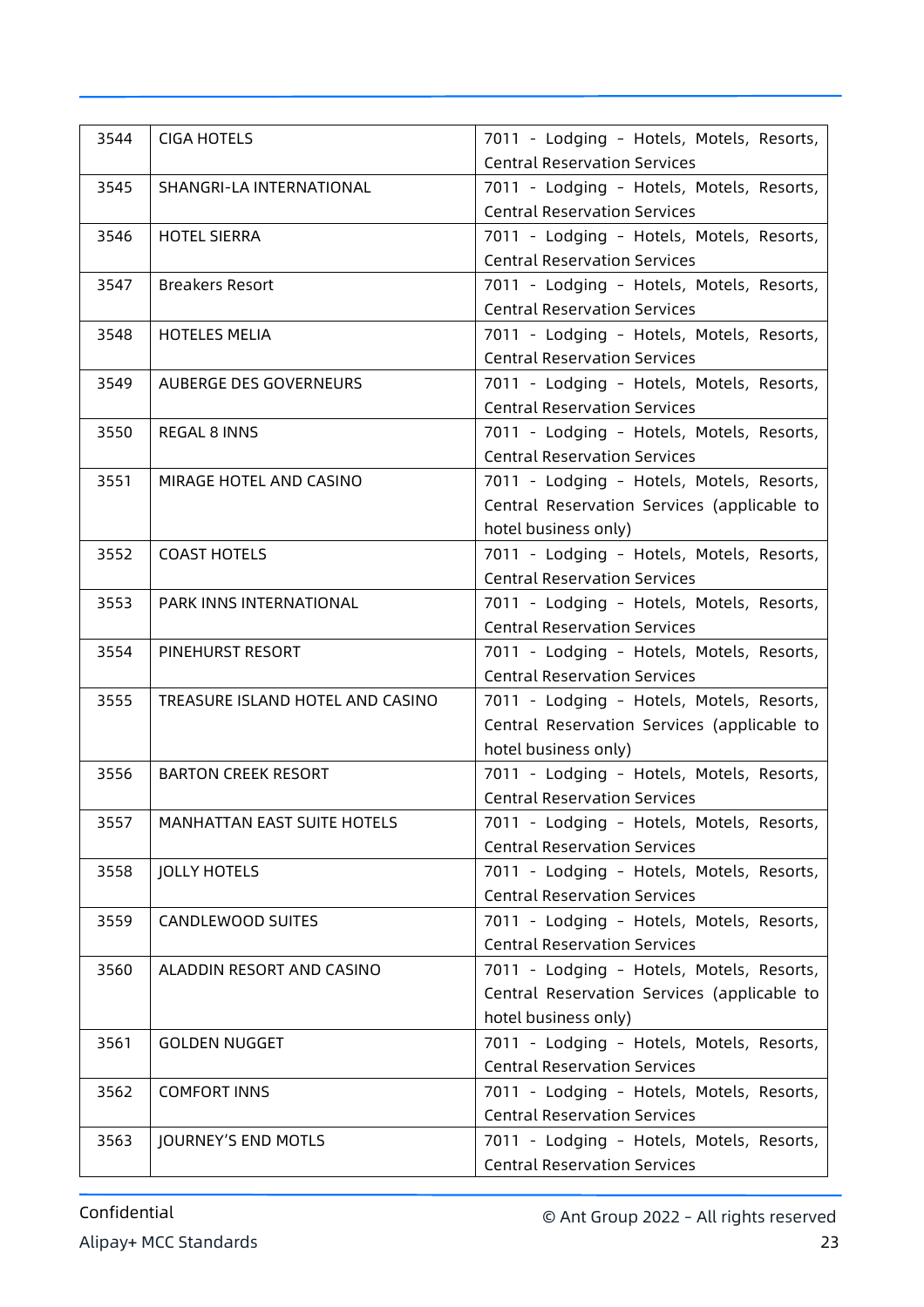| | | |
|---|---|---|
| 3544 | CIGA HOTELS | 7011 - Lodging - Hotels, Motels, Resorts, Central Reservation Services |
| 3545 | SHANGRI-LA INTERNATIONAL | 7011 - Lodging - Hotels, Motels, Resorts, Central Reservation Services |
| 3546 | HOTEL SIERRA | 7011 - Lodging - Hotels, Motels, Resorts, Central Reservation Services |
| 3547 | Breakers Resort | 7011 - Lodging - Hotels, Motels, Resorts, Central Reservation Services |
| 3548 | HOTELES MELIA | 7011 - Lodging - Hotels, Motels, Resorts, Central Reservation Services |
| 3549 | AUBERGE DES GOVERNEURS | 7011 - Lodging - Hotels, Motels, Resorts, Central Reservation Services |
| 3550 | REGAL 8 INNS | 7011 - Lodging - Hotels, Motels, Resorts, Central Reservation Services |
| 3551 | MIRAGE HOTEL AND CASINO | 7011 - Lodging - Hotels, Motels, Resorts, Central Reservation Services (applicable to hotel business only) |
| 3552 | COAST HOTELS | 7011 - Lodging - Hotels, Motels, Resorts, Central Reservation Services |
| 3553 | PARK INNS INTERNATIONAL | 7011 - Lodging - Hotels, Motels, Resorts, Central Reservation Services |
| 3554 | PINEHURST RESORT | 7011 - Lodging - Hotels, Motels, Resorts, Central Reservation Services |
| 3555 | TREASURE ISLAND HOTEL AND CASINO | 7011 - Lodging - Hotels, Motels, Resorts, Central Reservation Services (applicable to hotel business only) |
| 3556 | BARTON CREEK RESORT | 7011 - Lodging - Hotels, Motels, Resorts, Central Reservation Services |
| 3557 | MANHATTAN EAST SUITE HOTELS | 7011 - Lodging - Hotels, Motels, Resorts, Central Reservation Services |
| 3558 | JOLLY HOTELS | 7011 - Lodging - Hotels, Motels, Resorts, Central Reservation Services |
| 3559 | CANDLEWOOD SUITES | 7011 - Lodging - Hotels, Motels, Resorts, Central Reservation Services |
| 3560 | ALADDIN RESORT AND CASINO | 7011 - Lodging - Hotels, Motels, Resorts, Central Reservation Services (applicable to hotel business only) |
| 3561 | GOLDEN NUGGET | 7011 - Lodging - Hotels, Motels, Resorts, Central Reservation Services |
| 3562 | COMFORT INNS | 7011 - Lodging - Hotels, Motels, Resorts, Central Reservation Services |
| 3563 | JOURNEY'S END MOTLS | 7011 - Lodging - Hotels, Motels, Resorts, Central Reservation Services |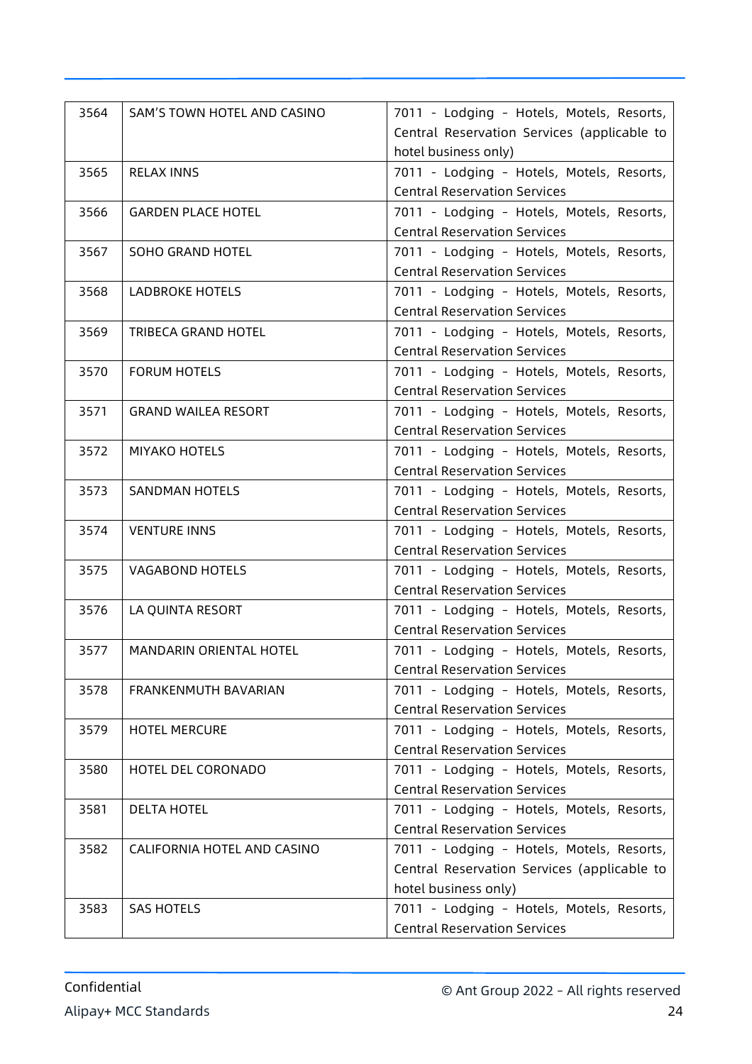| | | |
|---|---|---|
| 3564 | SAM'S TOWN HOTEL AND CASINO | 7011 - Lodging - Hotels, Motels, Resorts, Central Reservation Services (applicable to hotel business only) |
| 3565 | RELAX INNS | 7011 - Lodging - Hotels, Motels, Resorts, Central Reservation Services |
| 3566 | GARDEN PLACE HOTEL | 7011 - Lodging - Hotels, Motels, Resorts, Central Reservation Services |
| 3567 | SOHO GRAND HOTEL | 7011 - Lodging - Hotels, Motels, Resorts, Central Reservation Services |
| 3568 | LADBROKE HOTELS | 7011 - Lodging - Hotels, Motels, Resorts, Central Reservation Services |
| 3569 | TRIBECA GRAND HOTEL | 7011 - Lodging - Hotels, Motels, Resorts, Central Reservation Services |
| 3570 | FORUM HOTELS | 7011 - Lodging - Hotels, Motels, Resorts, Central Reservation Services |
| 3571 | GRAND WAILEA RESORT | 7011 - Lodging - Hotels, Motels, Resorts, Central Reservation Services |
| 3572 | MIYAKO HOTELS | 7011 - Lodging - Hotels, Motels, Resorts, Central Reservation Services |
| 3573 | SANDMAN HOTELS | 7011 - Lodging - Hotels, Motels, Resorts, Central Reservation Services |
| 3574 | VENTURE INNS | 7011 - Lodging - Hotels, Motels, Resorts, Central Reservation Services |
| 3575 | VAGABOND HOTELS | 7011 - Lodging - Hotels, Motels, Resorts, Central Reservation Services |
| 3576 | LA QUINTA RESORT | 7011 - Lodging - Hotels, Motels, Resorts, Central Reservation Services |
| 3577 | MANDARIN ORIENTAL HOTEL | 7011 - Lodging - Hotels, Motels, Resorts, Central Reservation Services |
| 3578 | FRANKENMUTH BAVARIAN | 7011 - Lodging - Hotels, Motels, Resorts, Central Reservation Services |
| 3579 | HOTEL MERCURE | 7011 - Lodging - Hotels, Motels, Resorts, Central Reservation Services |
| 3580 | HOTEL DEL CORONADO | 7011 - Lodging - Hotels, Motels, Resorts, Central Reservation Services |
| 3581 | DELTA HOTEL | 7011 - Lodging - Hotels, Motels, Resorts, Central Reservation Services |
| 3582 | CALIFORNIA HOTEL AND CASINO | 7011 - Lodging - Hotels, Motels, Resorts, Central Reservation Services (applicable to hotel business only) |
| 3583 | SAS HOTELS | 7011 - Lodging - Hotels, Motels, Resorts, Central Reservation Services |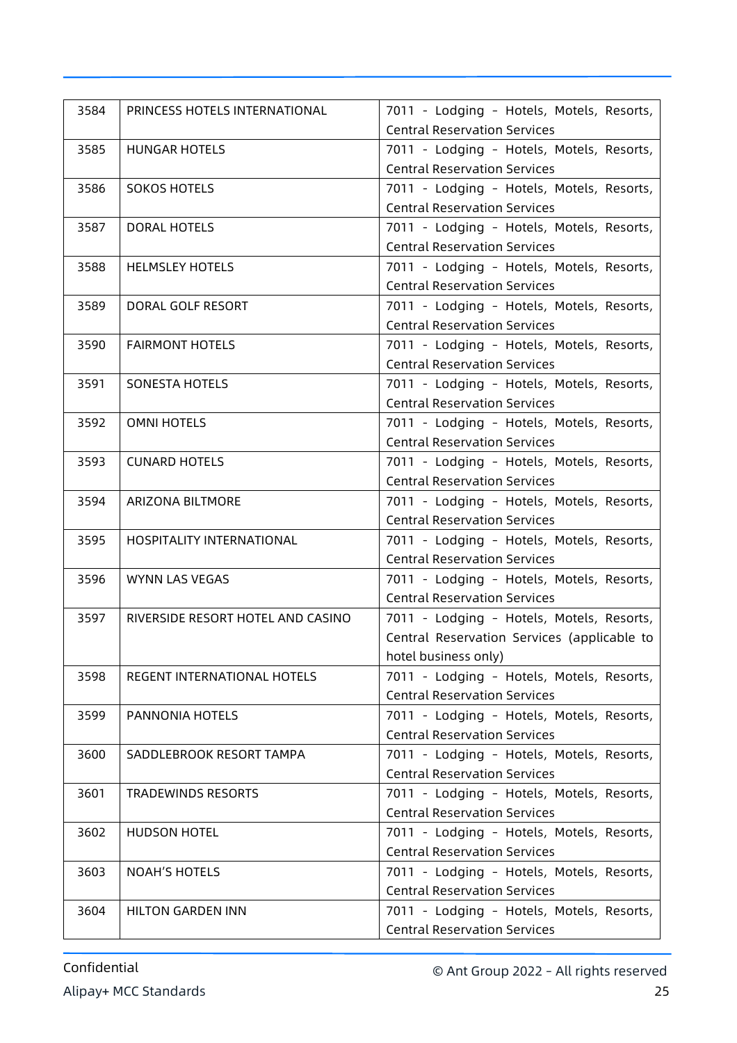| 3584 | PRINCESS HOTELS INTERNATIONAL | 7011 - Lodging - Hotels, Motels, Resorts, Central Reservation Services |
|---|---|---|
| 3585 | HUNGAR HOTELS | 7011 - Lodging - Hotels, Motels, Resorts, Central Reservation Services |
| 3586 | SOKOS HOTELS | 7011 - Lodging - Hotels, Motels, Resorts, Central Reservation Services |
| 3587 | DORAL HOTELS | 7011 - Lodging - Hotels, Motels, Resorts, Central Reservation Services |
| 3588 | HELMSLEY HOTELS | 7011 - Lodging - Hotels, Motels, Resorts, Central Reservation Services |
| 3589 | DORAL GOLF RESORT | 7011 - Lodging - Hotels, Motels, Resorts, Central Reservation Services |
| 3590 | FAIRMONT HOTELS | 7011 - Lodging - Hotels, Motels, Resorts, Central Reservation Services |
| 3591 | SONESTA HOTELS | 7011 - Lodging - Hotels, Motels, Resorts, Central Reservation Services |
| 3592 | OMNI HOTELS | 7011 - Lodging - Hotels, Motels, Resorts, Central Reservation Services |
| 3593 | CUNARD HOTELS | 7011 - Lodging - Hotels, Motels, Resorts, Central Reservation Services |
| 3594 | ARIZONA BILTMORE | 7011 - Lodging - Hotels, Motels, Resorts, Central Reservation Services |
| 3595 | HOSPITALITY INTERNATIONAL | 7011 - Lodging - Hotels, Motels, Resorts, Central Reservation Services |
| 3596 | WYNN LAS VEGAS | 7011 - Lodging - Hotels, Motels, Resorts, Central Reservation Services |
| 3597 | RIVERSIDE RESORT HOTEL AND CASINO | 7011 - Lodging - Hotels, Motels, Resorts, Central Reservation Services (applicable to hotel business only) |
| 3598 | REGENT INTERNATIONAL HOTELS | 7011 - Lodging - Hotels, Motels, Resorts, Central Reservation Services |
| 3599 | PANNONIA HOTELS | 7011 - Lodging - Hotels, Motels, Resorts, Central Reservation Services |
| 3600 | SADDLEBROOK RESORT TAMPA | 7011 - Lodging - Hotels, Motels, Resorts, Central Reservation Services |
| 3601 | TRADEWINDS RESORTS | 7011 - Lodging - Hotels, Motels, Resorts, Central Reservation Services |
| 3602 | HUDSON HOTEL | 7011 - Lodging - Hotels, Motels, Resorts, Central Reservation Services |
| 3603 | NOAH'S HOTELS | 7011 - Lodging - Hotels, Motels, Resorts, Central Reservation Services |
| 3604 | HILTON GARDEN INN | 7011 - Lodging - Hotels, Motels, Resorts, Central Reservation Services |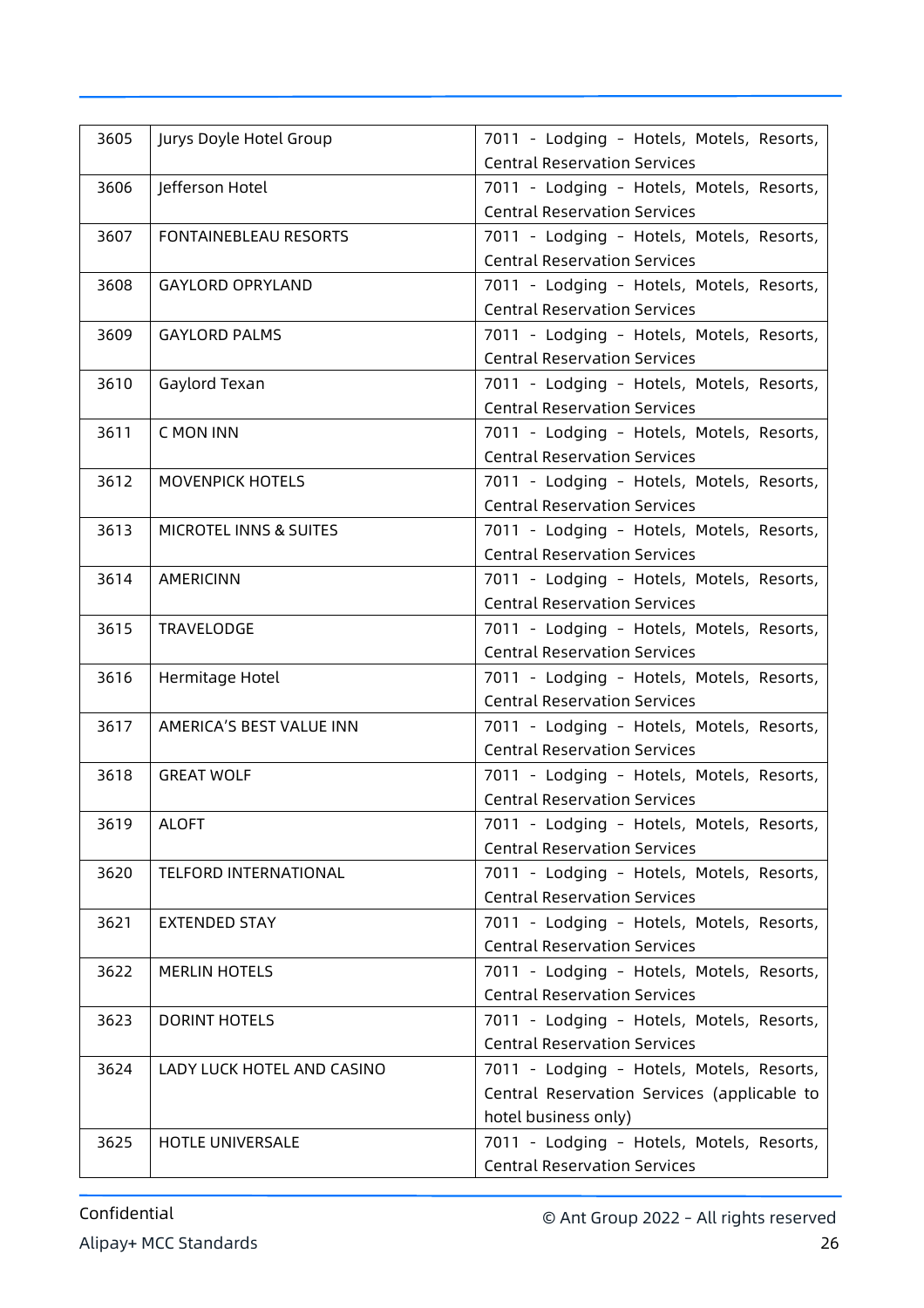| 3605 | Jurys Doyle Hotel Group | 7011 - Lodging - Hotels, Motels, Resorts, Central Reservation Services |
|---|---|---|
| 3606 | Jefferson Hotel | 7011 - Lodging - Hotels, Motels, Resorts, Central Reservation Services |
| 3607 | FONTAINEBLEAU RESORTS | 7011 - Lodging - Hotels, Motels, Resorts, Central Reservation Services |
| 3608 | GAYLORD OPRYLAND | 7011 - Lodging - Hotels, Motels, Resorts, Central Reservation Services |
| 3609 | GAYLORD PALMS | 7011 - Lodging - Hotels, Motels, Resorts, Central Reservation Services |
| 3610 | Gaylord Texan | 7011 - Lodging - Hotels, Motels, Resorts, Central Reservation Services |
| 3611 | C MON INN | 7011 - Lodging - Hotels, Motels, Resorts, Central Reservation Services |
| 3612 | MOVENPICK HOTELS | 7011 - Lodging - Hotels, Motels, Resorts, Central Reservation Services |
| 3613 | MICROTEL INNS & SUITES | 7011 - Lodging - Hotels, Motels, Resorts, Central Reservation Services |
| 3614 | AMERICINN | 7011 - Lodging - Hotels, Motels, Resorts, Central Reservation Services |
| 3615 | TRAVELODGE | 7011 - Lodging - Hotels, Motels, Resorts, Central Reservation Services |
| 3616 | Hermitage Hotel | 7011 - Lodging - Hotels, Motels, Resorts, Central Reservation Services |
| 3617 | AMERICA'S BEST VALUE INN | 7011 - Lodging - Hotels, Motels, Resorts, Central Reservation Services |
| 3618 | GREAT WOLF | 7011 - Lodging - Hotels, Motels, Resorts, Central Reservation Services |
| 3619 | ALOFT | 7011 - Lodging - Hotels, Motels, Resorts, Central Reservation Services |
| 3620 | TELFORD INTERNATIONAL | 7011 - Lodging - Hotels, Motels, Resorts, Central Reservation Services |
| 3621 | EXTENDED STAY | 7011 - Lodging - Hotels, Motels, Resorts, Central Reservation Services |
| 3622 | MERLIN HOTELS | 7011 - Lodging - Hotels, Motels, Resorts, Central Reservation Services |
| 3623 | DORINT HOTELS | 7011 - Lodging - Hotels, Motels, Resorts, Central Reservation Services |
| 3624 | LADY LUCK HOTEL AND CASINO | 7011 - Lodging - Hotels, Motels, Resorts, Central Reservation Services (applicable to hotel business only) |
| 3625 | HOTLE UNIVERSALE | 7011 - Lodging - Hotels, Motels, Resorts, Central Reservation Services |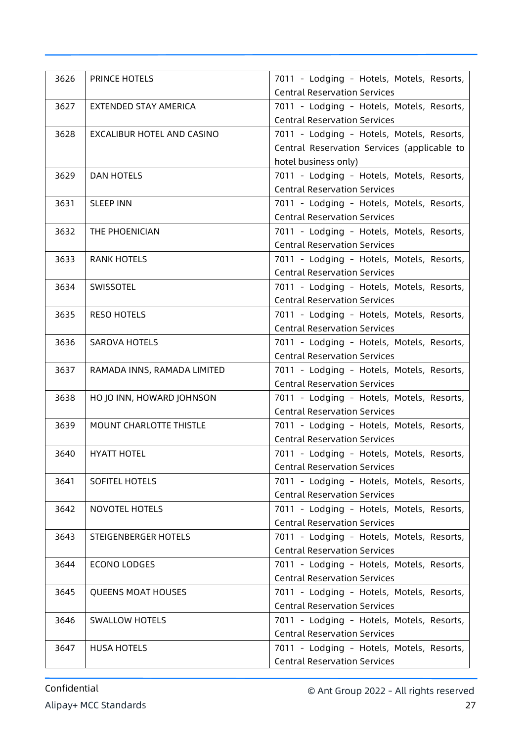| 3626 | PRINCE HOTELS | 7011 - Lodging - Hotels, Motels, Resorts, Central Reservation Services |
|---|---|---|
| 3627 | EXTENDED STAY AMERICA | 7011 - Lodging - Hotels, Motels, Resorts, Central Reservation Services |
| 3628 | EXCALIBUR HOTEL AND CASINO | 7011 - Lodging - Hotels, Motels, Resorts, Central Reservation Services (applicable to hotel business only) |
| 3629 | DAN HOTELS | 7011 - Lodging - Hotels, Motels, Resorts, Central Reservation Services |
| 3631 | SLEEP INN | 7011 - Lodging - Hotels, Motels, Resorts, Central Reservation Services |
| 3632 | THE PHOENICIAN | 7011 - Lodging - Hotels, Motels, Resorts, Central Reservation Services |
| 3633 | RANK HOTELS | 7011 - Lodging - Hotels, Motels, Resorts, Central Reservation Services |
| 3634 | SWISSOTEL | 7011 - Lodging - Hotels, Motels, Resorts, Central Reservation Services |
| 3635 | RESO HOTELS | 7011 - Lodging - Hotels, Motels, Resorts, Central Reservation Services |
| 3636 | SAROVA HOTELS | 7011 - Lodging - Hotels, Motels, Resorts, Central Reservation Services |
| 3637 | RAMADA INNS, RAMADA LIMITED | 7011 - Lodging - Hotels, Motels, Resorts, Central Reservation Services |
| 3638 | HO JO INN, HOWARD JOHNSON | 7011 - Lodging - Hotels, Motels, Resorts, Central Reservation Services |
| 3639 | MOUNT CHARLOTTE THISTLE | 7011 - Lodging - Hotels, Motels, Resorts, Central Reservation Services |
| 3640 | HYATT HOTEL | 7011 - Lodging - Hotels, Motels, Resorts, Central Reservation Services |
| 3641 | SOFITEL HOTELS | 7011 - Lodging - Hotels, Motels, Resorts, Central Reservation Services |
| 3642 | NOVOTEL HOTELS | 7011 - Lodging - Hotels, Motels, Resorts, Central Reservation Services |
| 3643 | STEIGENBERGER HOTELS | 7011 - Lodging - Hotels, Motels, Resorts, Central Reservation Services |
| 3644 | ECONO LODGES | 7011 - Lodging - Hotels, Motels, Resorts, Central Reservation Services |
| 3645 | QUEENS MOAT HOUSES | 7011 - Lodging - Hotels, Motels, Resorts, Central Reservation Services |
| 3646 | SWALLOW HOTELS | 7011 - Lodging - Hotels, Motels, Resorts, Central Reservation Services |
| 3647 | HUSA HOTELS | 7011 - Lodging - Hotels, Motels, Resorts, Central Reservation Services |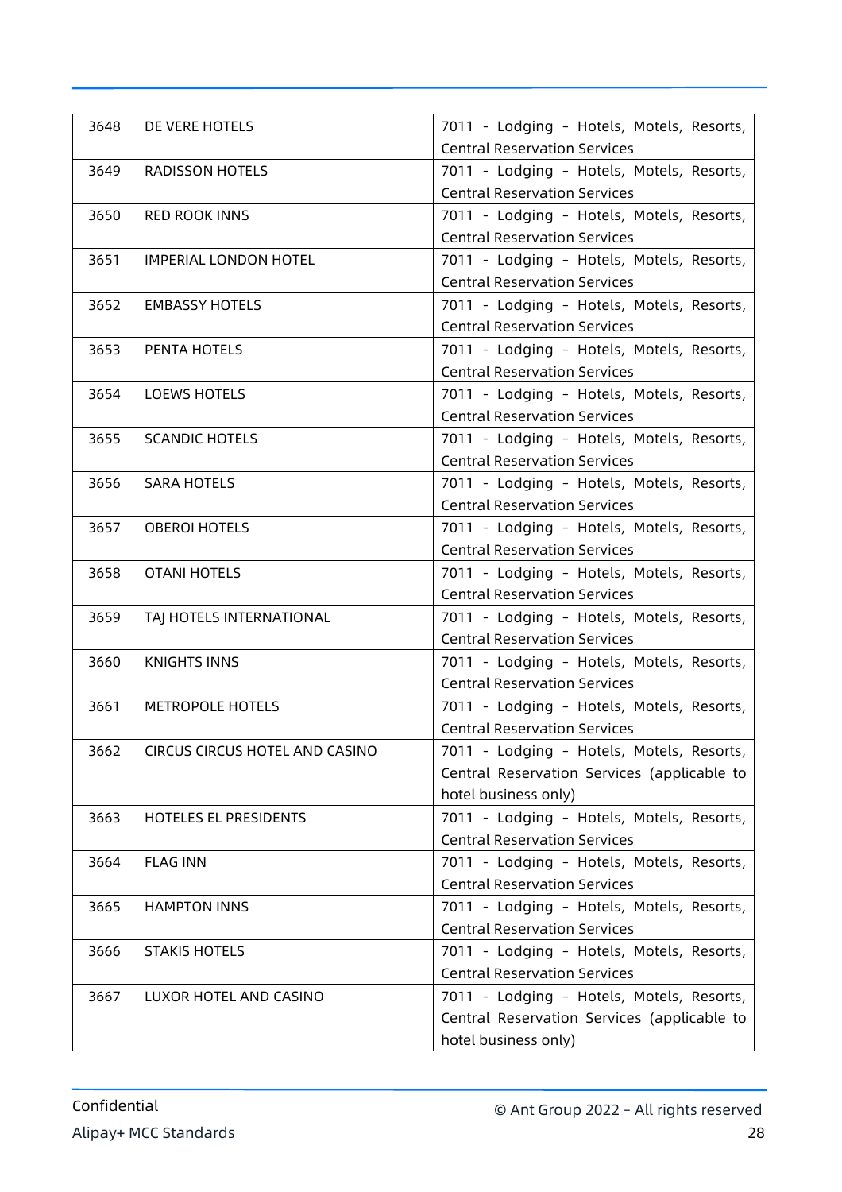| 3648 | DE VERE HOTELS | 7011 - Lodging - Hotels, Motels, Resorts, Central Reservation Services |
|---|---|---|
| 3649 | RADISSON HOTELS | 7011 - Lodging - Hotels, Motels, Resorts, Central Reservation Services |
| 3650 | RED ROOK INNS | 7011 - Lodging - Hotels, Motels, Resorts, Central Reservation Services |
| 3651 | IMPERIAL LONDON HOTEL | 7011 - Lodging - Hotels, Motels, Resorts, Central Reservation Services |
| 3652 | EMBASSY HOTELS | 7011 - Lodging - Hotels, Motels, Resorts, Central Reservation Services |
| 3653 | PENTA HOTELS | 7011 - Lodging - Hotels, Motels, Resorts, Central Reservation Services |
| 3654 | LOEWS HOTELS | 7011 - Lodging - Hotels, Motels, Resorts, Central Reservation Services |
| 3655 | SCANDIC HOTELS | 7011 - Lodging - Hotels, Motels, Resorts, Central Reservation Services |
| 3656 | SARA HOTELS | 7011 - Lodging - Hotels, Motels, Resorts, Central Reservation Services |
| 3657 | OBEROI HOTELS | 7011 - Lodging - Hotels, Motels, Resorts, Central Reservation Services |
| 3658 | OTANI HOTELS | 7011 - Lodging - Hotels, Motels, Resorts, Central Reservation Services |
| 3659 | TAJ HOTELS INTERNATIONAL | 7011 - Lodging - Hotels, Motels, Resorts, Central Reservation Services |
| 3660 | KNIGHTS INNS | 7011 - Lodging - Hotels, Motels, Resorts, Central Reservation Services |
| 3661 | METROPOLE HOTELS | 7011 - Lodging - Hotels, Motels, Resorts, Central Reservation Services |
| 3662 | CIRCUS CIRCUS HOTEL AND CASINO | 7011 - Lodging - Hotels, Motels, Resorts, Central Reservation Services (applicable to hotel business only) |
| 3663 | HOTELES EL PRESIDENTS | 7011 - Lodging - Hotels, Motels, Resorts, Central Reservation Services |
| 3664 | FLAG INN | 7011 - Lodging - Hotels, Motels, Resorts, Central Reservation Services |
| 3665 | HAMPTON INNS | 7011 - Lodging - Hotels, Motels, Resorts, Central Reservation Services |
| 3666 | STAKIS HOTELS | 7011 - Lodging - Hotels, Motels, Resorts, Central Reservation Services |
| 3667 | LUXOR HOTEL AND CASINO | 7011 - Lodging - Hotels, Motels, Resorts, Central Reservation Services (applicable to hotel business only) |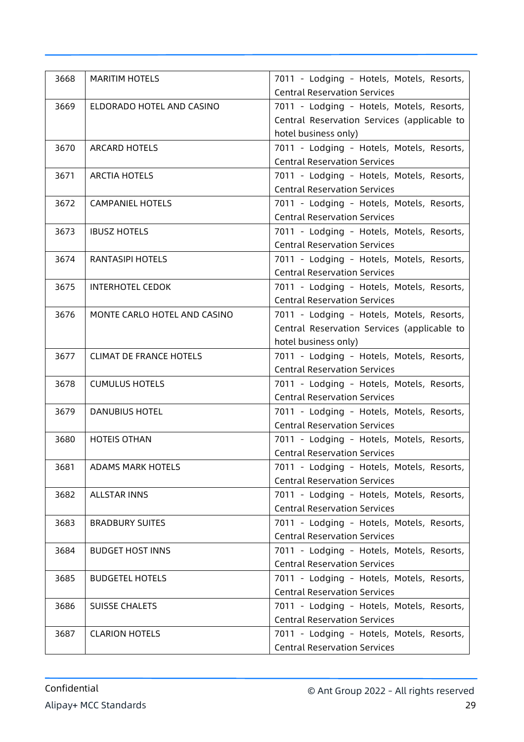| 3668 | MARITIM HOTELS | 7011 - Lodging - Hotels, Motels, Resorts, Central Reservation Services |
|---|---|---|
| 3669 | ELDORADO HOTEL AND CASINO | 7011 - Lodging - Hotels, Motels, Resorts, Central Reservation Services (applicable to hotel business only) |
| 3670 | ARCARD HOTELS | 7011 - Lodging - Hotels, Motels, Resorts, Central Reservation Services |
| 3671 | ARCTIA HOTELS | 7011 - Lodging - Hotels, Motels, Resorts, Central Reservation Services |
| 3672 | CAMPANIEL HOTELS | 7011 - Lodging - Hotels, Motels, Resorts, Central Reservation Services |
| 3673 | IBUSZ HOTELS | 7011 - Lodging - Hotels, Motels, Resorts, Central Reservation Services |
| 3674 | RANTASIPI HOTELS | 7011 - Lodging - Hotels, Motels, Resorts, Central Reservation Services |
| 3675 | INTERHOTEL CEDOK | 7011 - Lodging - Hotels, Motels, Resorts, Central Reservation Services |
| 3676 | MONTE CARLO HOTEL AND CASINO | 7011 - Lodging - Hotels, Motels, Resorts, Central Reservation Services (applicable to hotel business only) |
| 3677 | CLIMAT DE FRANCE HOTELS | 7011 - Lodging - Hotels, Motels, Resorts, Central Reservation Services |
| 3678 | CUMULUS HOTELS | 7011 - Lodging - Hotels, Motels, Resorts, Central Reservation Services |
| 3679 | DANUBIUS HOTEL | 7011 - Lodging - Hotels, Motels, Resorts, Central Reservation Services |
| 3680 | HOTEIS OTHAN | 7011 - Lodging - Hotels, Motels, Resorts, Central Reservation Services |
| 3681 | ADAMS MARK HOTELS | 7011 - Lodging - Hotels, Motels, Resorts, Central Reservation Services |
| 3682 | ALLSTAR INNS | 7011 - Lodging - Hotels, Motels, Resorts, Central Reservation Services |
| 3683 | BRADBURY SUITES | 7011 - Lodging - Hotels, Motels, Resorts, Central Reservation Services |
| 3684 | BUDGET HOST INNS | 7011 - Lodging - Hotels, Motels, Resorts, Central Reservation Services |
| 3685 | BUDGETEL HOTELS | 7011 - Lodging - Hotels, Motels, Resorts, Central Reservation Services |
| 3686 | SUISSE CHALETS | 7011 - Lodging - Hotels, Motels, Resorts, Central Reservation Services |
| 3687 | CLARION HOTELS | 7011 - Lodging - Hotels, Motels, Resorts, Central Reservation Services |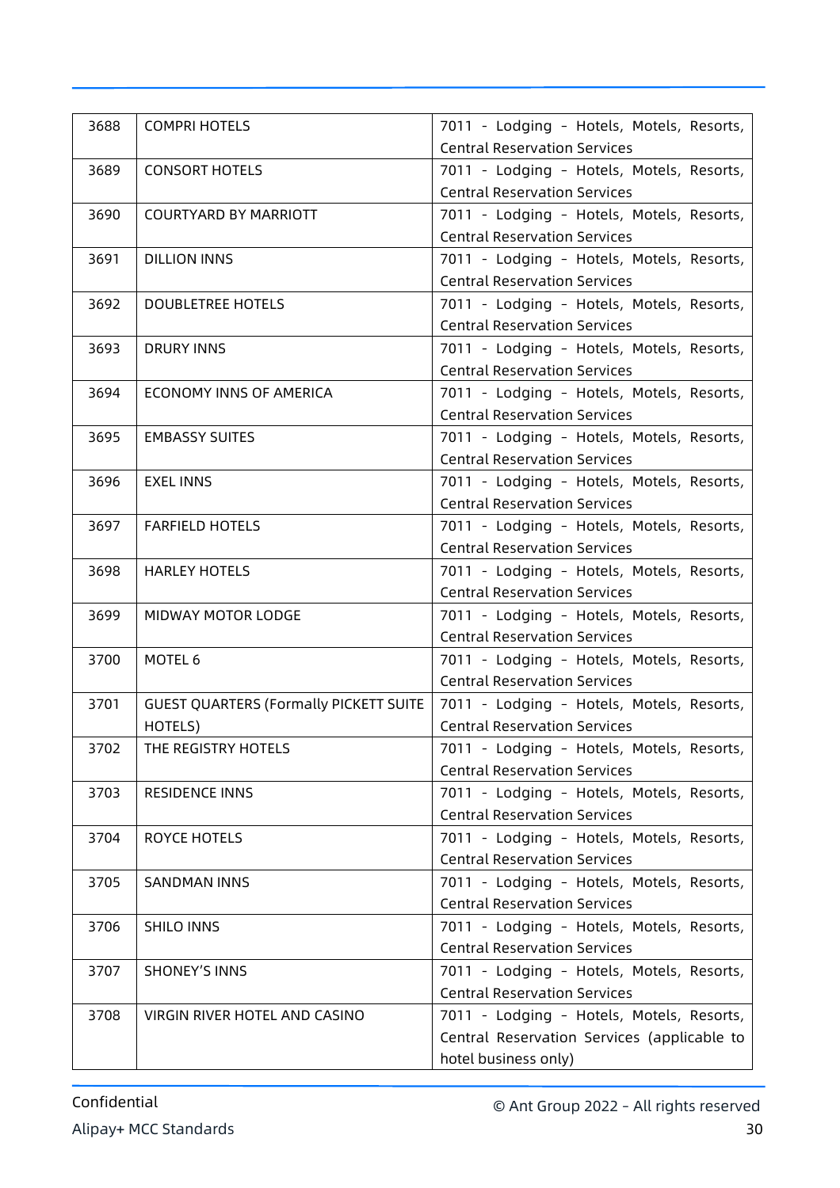| 3688 | COMPRI HOTELS | 7011 - Lodging - Hotels, Motels, Resorts, Central Reservation Services |
|---|---|---|
| 3689 | CONSORT HOTELS | 7011 - Lodging - Hotels, Motels, Resorts, Central Reservation Services |
| 3690 | COURTYARD BY MARRIOTT | 7011 - Lodging - Hotels, Motels, Resorts, Central Reservation Services |
| 3691 | DILLION INNS | 7011 - Lodging - Hotels, Motels, Resorts, Central Reservation Services |
| 3692 | DOUBLETREE HOTELS | 7011 - Lodging - Hotels, Motels, Resorts, Central Reservation Services |
| 3693 | DRURY INNS | 7011 - Lodging - Hotels, Motels, Resorts, Central Reservation Services |
| 3694 | ECONOMY INNS OF AMERICA | 7011 - Lodging - Hotels, Motels, Resorts, Central Reservation Services |
| 3695 | EMBASSY SUITES | 7011 - Lodging - Hotels, Motels, Resorts, Central Reservation Services |
| 3696 | EXEL INNS | 7011 - Lodging - Hotels, Motels, Resorts, Central Reservation Services |
| 3697 | FARFIELD HOTELS | 7011 - Lodging - Hotels, Motels, Resorts, Central Reservation Services |
| 3698 | HARLEY HOTELS | 7011 - Lodging - Hotels, Motels, Resorts, Central Reservation Services |
| 3699 | MIDWAY MOTOR LODGE | 7011 - Lodging - Hotels, Motels, Resorts, Central Reservation Services |
| 3700 | MOTEL 6 | 7011 - Lodging - Hotels, Motels, Resorts, Central Reservation Services |
| 3701 | GUEST QUARTERS (Formally PICKETT SUITE HOTELS) | 7011 - Lodging - Hotels, Motels, Resorts, Central Reservation Services |
| 3702 | THE REGISTRY HOTELS | 7011 - Lodging - Hotels, Motels, Resorts, Central Reservation Services |
| 3703 | RESIDENCE INNS | 7011 - Lodging - Hotels, Motels, Resorts, Central Reservation Services |
| 3704 | ROYCE HOTELS | 7011 - Lodging - Hotels, Motels, Resorts, Central Reservation Services |
| 3705 | SANDMAN INNS | 7011 - Lodging - Hotels, Motels, Resorts, Central Reservation Services |
| 3706 | SHILO INNS | 7011 - Lodging - Hotels, Motels, Resorts, Central Reservation Services |
| 3707 | SHONEY'S INNS | 7011 - Lodging - Hotels, Motels, Resorts, Central Reservation Services |
| 3708 | VIRGIN RIVER HOTEL AND CASINO | 7011 - Lodging - Hotels, Motels, Resorts, Central Reservation Services (applicable to hotel business only) |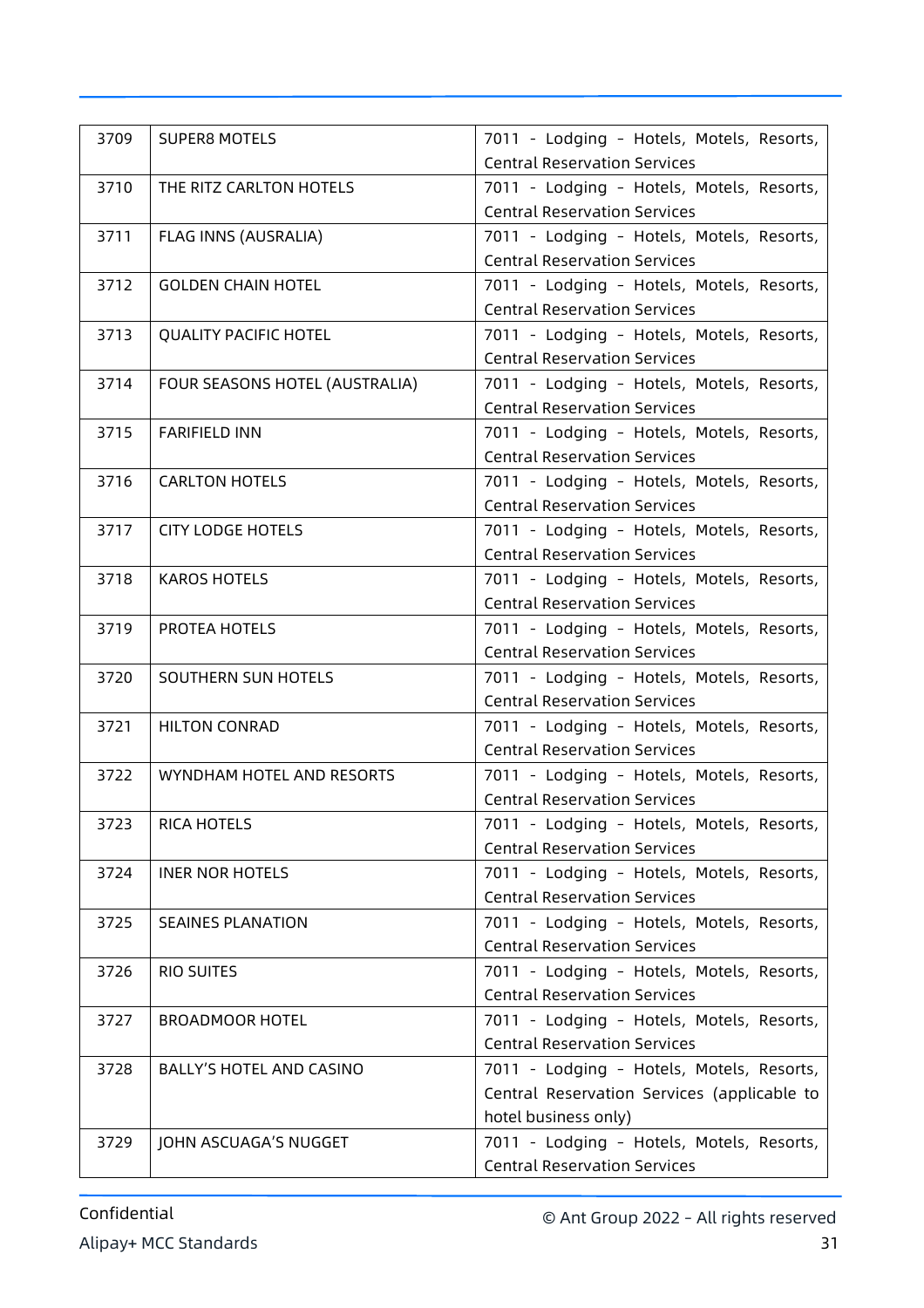| 3709 | SUPER8 MOTELS | 7011 - Lodging - Hotels, Motels, Resorts, Central Reservation Services |
|---|---|---|
| 3710 | THE RITZ CARLTON HOTELS | 7011 - Lodging - Hotels, Motels, Resorts, Central Reservation Services |
| 3711 | FLAG INNS (AUSRALIA) | 7011 - Lodging - Hotels, Motels, Resorts, Central Reservation Services |
| 3712 | GOLDEN CHAIN HOTEL | 7011 - Lodging - Hotels, Motels, Resorts, Central Reservation Services |
| 3713 | QUALITY PACIFIC HOTEL | 7011 - Lodging - Hotels, Motels, Resorts, Central Reservation Services |
| 3714 | FOUR SEASONS HOTEL (AUSTRALIA) | 7011 - Lodging - Hotels, Motels, Resorts, Central Reservation Services |
| 3715 | FARIFIELD INN | 7011 - Lodging - Hotels, Motels, Resorts, Central Reservation Services |
| 3716 | CARLTON HOTELS | 7011 - Lodging - Hotels, Motels, Resorts, Central Reservation Services |
| 3717 | CITY LODGE HOTELS | 7011 - Lodging - Hotels, Motels, Resorts, Central Reservation Services |
| 3718 | KAROS HOTELS | 7011 - Lodging - Hotels, Motels, Resorts, Central Reservation Services |
| 3719 | PROTEA HOTELS | 7011 - Lodging - Hotels, Motels, Resorts, Central Reservation Services |
| 3720 | SOUTHERN SUN HOTELS | 7011 - Lodging - Hotels, Motels, Resorts, Central Reservation Services |
| 3721 | HILTON CONRAD | 7011 - Lodging - Hotels, Motels, Resorts, Central Reservation Services |
| 3722 | WYNDHAM HOTEL AND RESORTS | 7011 - Lodging - Hotels, Motels, Resorts, Central Reservation Services |
| 3723 | RICA HOTELS | 7011 - Lodging - Hotels, Motels, Resorts, Central Reservation Services |
| 3724 | INER NOR HOTELS | 7011 - Lodging - Hotels, Motels, Resorts, Central Reservation Services |
| 3725 | SEAINES PLANATION | 7011 - Lodging - Hotels, Motels, Resorts, Central Reservation Services |
| 3726 | RIO SUITES | 7011 - Lodging - Hotels, Motels, Resorts, Central Reservation Services |
| 3727 | BROADMOOR HOTEL | 7011 - Lodging - Hotels, Motels, Resorts, Central Reservation Services |
| 3728 | BALLY'S HOTEL AND CASINO | 7011 - Lodging - Hotels, Motels, Resorts, Central Reservation Services (applicable to hotel business only) |
| 3729 | JOHN ASCUAGA'S NUGGET | 7011 - Lodging - Hotels, Motels, Resorts, Central Reservation Services |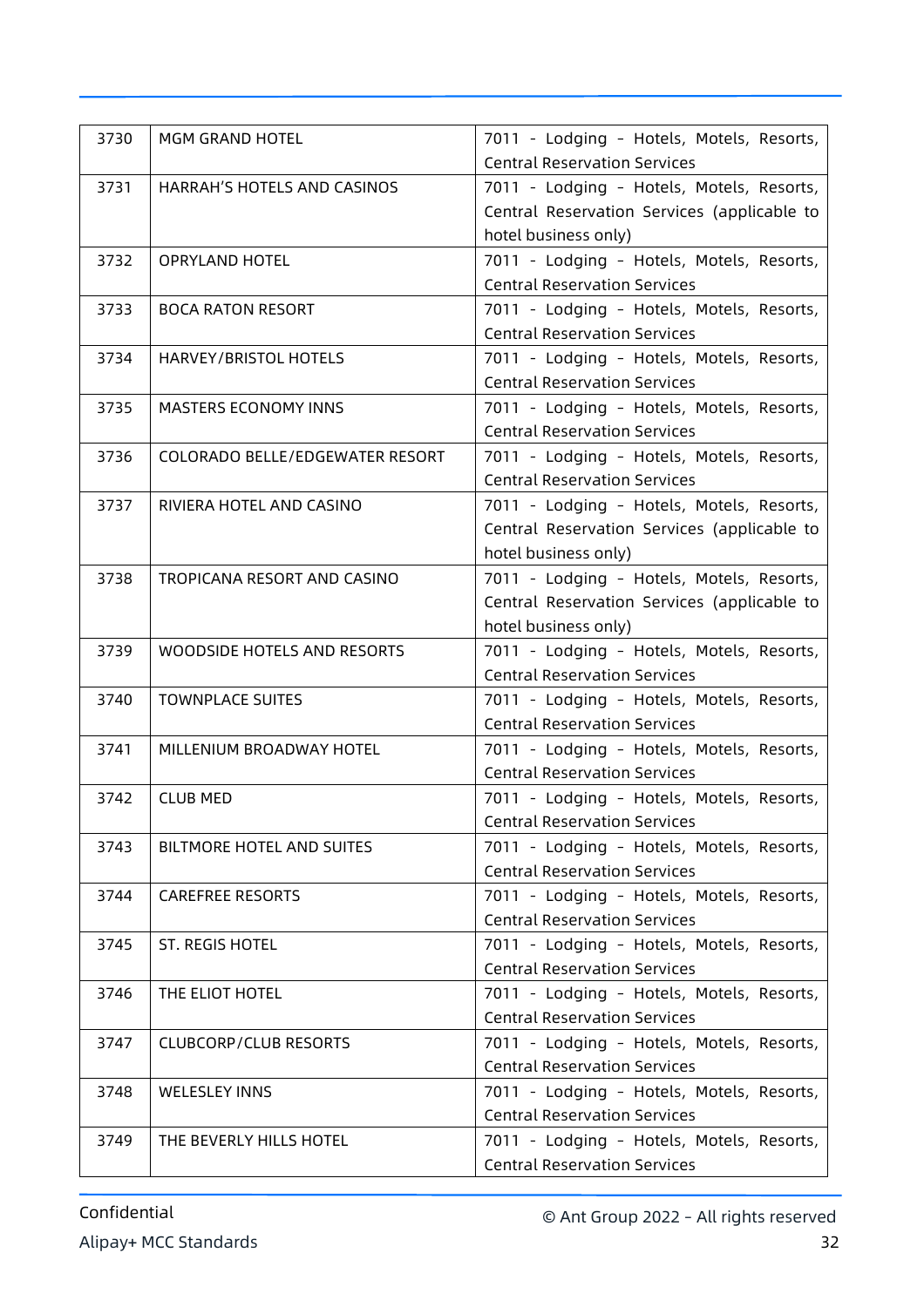| 3730 | MGM GRAND HOTEL | 7011 - Lodging - Hotels, Motels, Resorts, Central Reservation Services |
|---|---|---|
| 3731 | HARRAH'S HOTELS AND CASINOS | 7011 - Lodging - Hotels, Motels, Resorts, Central Reservation Services (applicable to hotel business only) |
| 3732 | OPRYLAND HOTEL | 7011 - Lodging - Hotels, Motels, Resorts, Central Reservation Services |
| 3733 | BOCA RATON RESORT | 7011 - Lodging - Hotels, Motels, Resorts, Central Reservation Services |
| 3734 | HARVEY/BRISTOL HOTELS | 7011 - Lodging - Hotels, Motels, Resorts, Central Reservation Services |
| 3735 | MASTERS ECONOMY INNS | 7011 - Lodging - Hotels, Motels, Resorts, Central Reservation Services |
| 3736 | COLORADO BELLE/EDGEWATER RESORT | 7011 - Lodging - Hotels, Motels, Resorts, Central Reservation Services |
| 3737 | RIVIERA HOTEL AND CASINO | 7011 - Lodging - Hotels, Motels, Resorts, Central Reservation Services (applicable to hotel business only) |
| 3738 | TROPICANA RESORT AND CASINO | 7011 - Lodging - Hotels, Motels, Resorts, Central Reservation Services (applicable to hotel business only) |
| 3739 | WOODSIDE HOTELS AND RESORTS | 7011 - Lodging - Hotels, Motels, Resorts, Central Reservation Services |
| 3740 | TOWNPLACE SUITES | 7011 - Lodging - Hotels, Motels, Resorts, Central Reservation Services |
| 3741 | MILLENIUM BROADWAY HOTEL | 7011 - Lodging - Hotels, Motels, Resorts, Central Reservation Services |
| 3742 | CLUB MED | 7011 - Lodging - Hotels, Motels, Resorts, Central Reservation Services |
| 3743 | BILTMORE HOTEL AND SUITES | 7011 - Lodging - Hotels, Motels, Resorts, Central Reservation Services |
| 3744 | CAREFREE RESORTS | 7011 - Lodging - Hotels, Motels, Resorts, Central Reservation Services |
| 3745 | ST. REGIS HOTEL | 7011 - Lodging - Hotels, Motels, Resorts, Central Reservation Services |
| 3746 | THE ELIOT HOTEL | 7011 - Lodging - Hotels, Motels, Resorts, Central Reservation Services |
| 3747 | CLUBCORP/CLUB RESORTS | 7011 - Lodging - Hotels, Motels, Resorts, Central Reservation Services |
| 3748 | WELESLEY INNS | 7011 - Lodging - Hotels, Motels, Resorts, Central Reservation Services |
| 3749 | THE BEVERLY HILLS HOTEL | 7011 - Lodging - Hotels, Motels, Resorts, Central Reservation Services |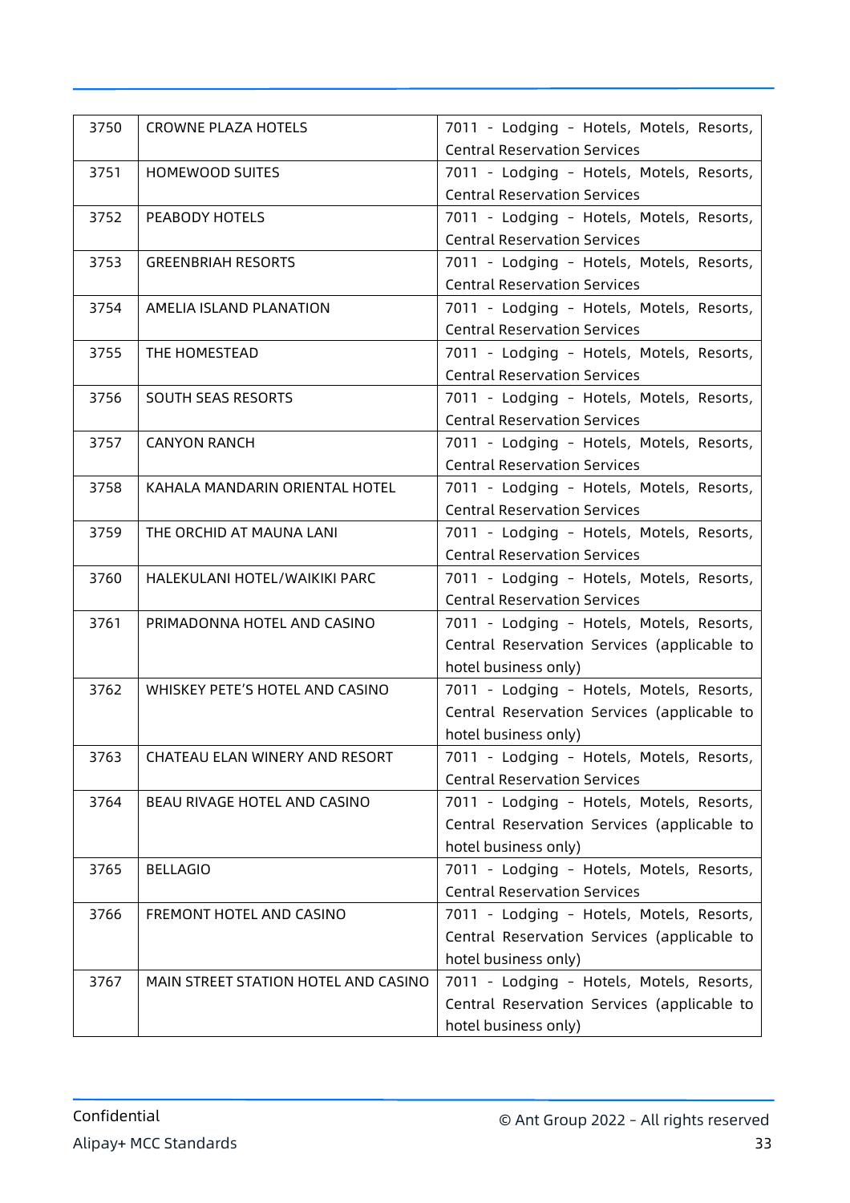| 3750 | CROWNE PLAZA HOTELS | 7011 - Lodging - Hotels, Motels, Resorts, Central Reservation Services |
|---|---|---|
| 3751 | HOMEWOOD SUITES | 7011 - Lodging - Hotels, Motels, Resorts, Central Reservation Services |
| 3752 | PEABODY HOTELS | 7011 - Lodging - Hotels, Motels, Resorts, Central Reservation Services |
| 3753 | GREENBRIAH RESORTS | 7011 - Lodging - Hotels, Motels, Resorts, Central Reservation Services |
| 3754 | AMELIA ISLAND PLANATION | 7011 - Lodging - Hotels, Motels, Resorts, Central Reservation Services |
| 3755 | THE HOMESTEAD | 7011 - Lodging - Hotels, Motels, Resorts, Central Reservation Services |
| 3756 | SOUTH SEAS RESORTS | 7011 - Lodging - Hotels, Motels, Resorts, Central Reservation Services |
| 3757 | CANYON RANCH | 7011 - Lodging - Hotels, Motels, Resorts, Central Reservation Services |
| 3758 | KAHALA MANDARIN ORIENTAL HOTEL | 7011 - Lodging - Hotels, Motels, Resorts, Central Reservation Services |
| 3759 | THE ORCHID AT MAUNA LANI | 7011 - Lodging - Hotels, Motels, Resorts, Central Reservation Services |
| 3760 | HALEKULANI HOTEL/WAIKIKI PARC | 7011 - Lodging - Hotels, Motels, Resorts, Central Reservation Services |
| 3761 | PRIMADONNA HOTEL AND CASINO | 7011 - Lodging - Hotels, Motels, Resorts, Central Reservation Services (applicable to hotel business only) |
| 3762 | WHISKEY PETE'S HOTEL AND CASINO | 7011 - Lodging - Hotels, Motels, Resorts, Central Reservation Services (applicable to hotel business only) |
| 3763 | CHATEAU ELAN WINERY AND RESORT | 7011 - Lodging - Hotels, Motels, Resorts, Central Reservation Services |
| 3764 | BEAU RIVAGE HOTEL AND CASINO | 7011 - Lodging - Hotels, Motels, Resorts, Central Reservation Services (applicable to hotel business only) |
| 3765 | BELLAGIO | 7011 - Lodging - Hotels, Motels, Resorts, Central Reservation Services |
| 3766 | FREMONT HOTEL AND CASINO | 7011 - Lodging - Hotels, Motels, Resorts, Central Reservation Services (applicable to hotel business only) |
| 3767 | MAIN STREET STATION HOTEL AND CASINO | 7011 - Lodging - Hotels, Motels, Resorts, Central Reservation Services (applicable to hotel business only) |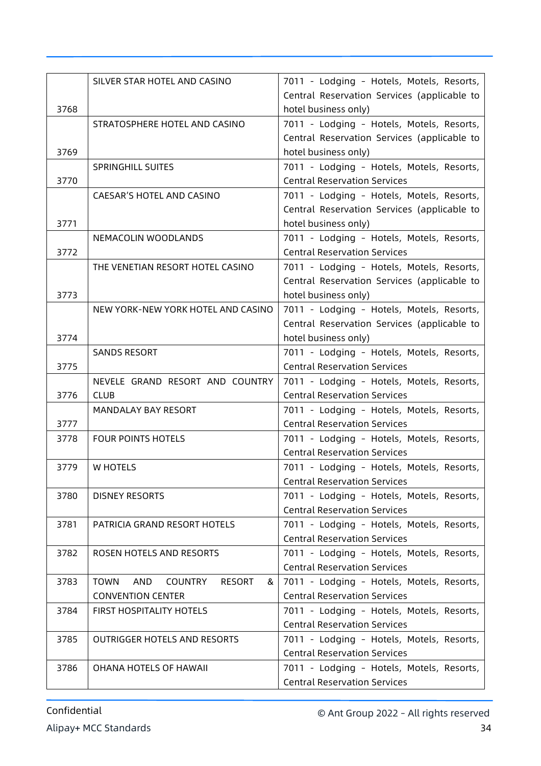| | | |
|---|---|---|
| 3768 | SILVER STAR HOTEL AND CASINO | 7011 - Lodging - Hotels, Motels, Resorts, Central Reservation Services (applicable to hotel business only) |
| 3769 | STRATOSPHERE HOTEL AND CASINO | 7011 - Lodging - Hotels, Motels, Resorts, Central Reservation Services (applicable to hotel business only) |
| 3770 | SPRINGHILL SUITES | 7011 - Lodging - Hotels, Motels, Resorts, Central Reservation Services |
| 3771 | CAESAR'S HOTEL AND CASINO | 7011 - Lodging - Hotels, Motels, Resorts, Central Reservation Services (applicable to hotel business only) |
| 3772 | NEMACOLIN WOODLANDS | 7011 - Lodging - Hotels, Motels, Resorts, Central Reservation Services |
| 3773 | THE VENETIAN RESORT HOTEL CASINO | 7011 - Lodging - Hotels, Motels, Resorts, Central Reservation Services (applicable to hotel business only) |
| 3774 | NEW YORK-NEW YORK HOTEL AND CASINO | 7011 - Lodging - Hotels, Motels, Resorts, Central Reservation Services (applicable to hotel business only) |
| 3775 | SANDS RESORT | 7011 - Lodging - Hotels, Motels, Resorts, Central Reservation Services |
| 3776 | NEVELE GRAND RESORT AND COUNTRY CLUB | 7011 - Lodging - Hotels, Motels, Resorts, Central Reservation Services |
| 3777 | MANDALAY BAY RESORT | 7011 - Lodging - Hotels, Motels, Resorts, Central Reservation Services |
| 3778 | FOUR POINTS HOTELS | 7011 - Lodging - Hotels, Motels, Resorts, Central Reservation Services |
| 3779 | W HOTELS | 7011 - Lodging - Hotels, Motels, Resorts, Central Reservation Services |
| 3780 | DISNEY RESORTS | 7011 - Lodging - Hotels, Motels, Resorts, Central Reservation Services |
| 3781 | PATRICIA GRAND RESORT HOTELS | 7011 - Lodging - Hotels, Motels, Resorts, Central Reservation Services |
| 3782 | ROSEN HOTELS AND RESORTS | 7011 - Lodging - Hotels, Motels, Resorts, Central Reservation Services |
| 3783 | TOWN AND COUNTRY RESORT & CONVENTION CENTER | 7011 - Lodging - Hotels, Motels, Resorts, Central Reservation Services |
| 3784 | FIRST HOSPITALITY HOTELS | 7011 - Lodging - Hotels, Motels, Resorts, Central Reservation Services |
| 3785 | OUTRIGGER HOTELS AND RESORTS | 7011 - Lodging - Hotels, Motels, Resorts, Central Reservation Services |
| 3786 | OHANA HOTELS OF HAWAII | 7011 - Lodging - Hotels, Motels, Resorts, Central Reservation Services |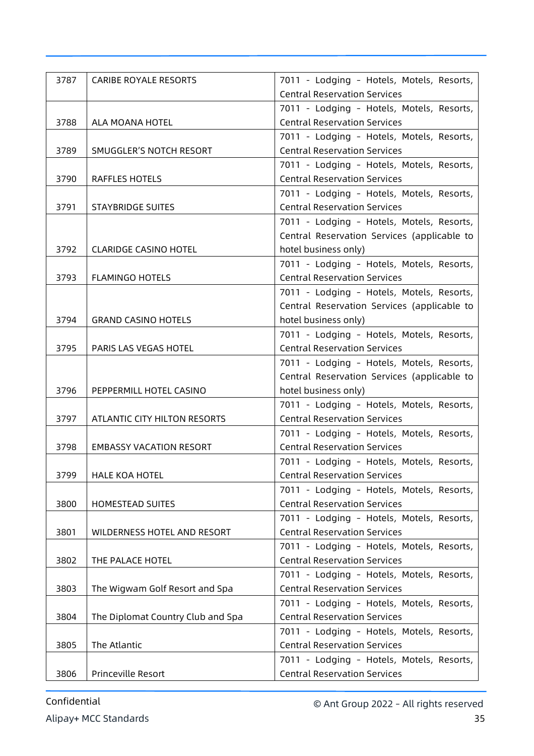| 3787 | CARIBE ROYALE RESORTS | 7011 - Lodging - Hotels, Motels, Resorts, Central Reservation Services |
|---|---|---|
| 3788 | ALA MOANA HOTEL | 7011 - Lodging - Hotels, Motels, Resorts, Central Reservation Services |
| 3789 | SMUGGLER'S NOTCH RESORT | 7011 - Lodging - Hotels, Motels, Resorts, Central Reservation Services |
| 3790 | RAFFLES HOTELS | 7011 - Lodging - Hotels, Motels, Resorts, Central Reservation Services |
| 3791 | STAYBRIDGE SUITES | 7011 - Lodging - Hotels, Motels, Resorts, Central Reservation Services |
| 3792 | CLARIDGE CASINO HOTEL | 7011 - Lodging - Hotels, Motels, Resorts, Central Reservation Services (applicable to hotel business only) |
| 3793 | FLAMINGO HOTELS | 7011 - Lodging - Hotels, Motels, Resorts, Central Reservation Services |
| 3794 | GRAND CASINO HOTELS | 7011 - Lodging - Hotels, Motels, Resorts, Central Reservation Services (applicable to hotel business only) |
| 3795 | PARIS LAS VEGAS HOTEL | 7011 - Lodging - Hotels, Motels, Resorts, Central Reservation Services |
| 3796 | PEPPERMILL HOTEL CASINO | 7011 - Lodging - Hotels, Motels, Resorts, Central Reservation Services (applicable to hotel business only) |
| 3797 | ATLANTIC CITY HILTON RESORTS | 7011 - Lodging - Hotels, Motels, Resorts, Central Reservation Services |
| 3798 | EMBASSY VACATION RESORT | 7011 - Lodging - Hotels, Motels, Resorts, Central Reservation Services |
| 3799 | HALE KOA HOTEL | 7011 - Lodging - Hotels, Motels, Resorts, Central Reservation Services |
| 3800 | HOMESTEAD SUITES | 7011 - Lodging - Hotels, Motels, Resorts, Central Reservation Services |
| 3801 | WILDERNESS HOTEL AND RESORT | 7011 - Lodging - Hotels, Motels, Resorts, Central Reservation Services |
| 3802 | THE PALACE HOTEL | 7011 - Lodging - Hotels, Motels, Resorts, Central Reservation Services |
| 3803 | The Wigwam Golf Resort and Spa | 7011 - Lodging - Hotels, Motels, Resorts, Central Reservation Services |
| 3804 | The Diplomat Country Club and Spa | 7011 - Lodging - Hotels, Motels, Resorts, Central Reservation Services |
| 3805 | The Atlantic | 7011 - Lodging - Hotels, Motels, Resorts, Central Reservation Services |
| 3806 | Princeville Resort | 7011 - Lodging - Hotels, Motels, Resorts, Central Reservation Services |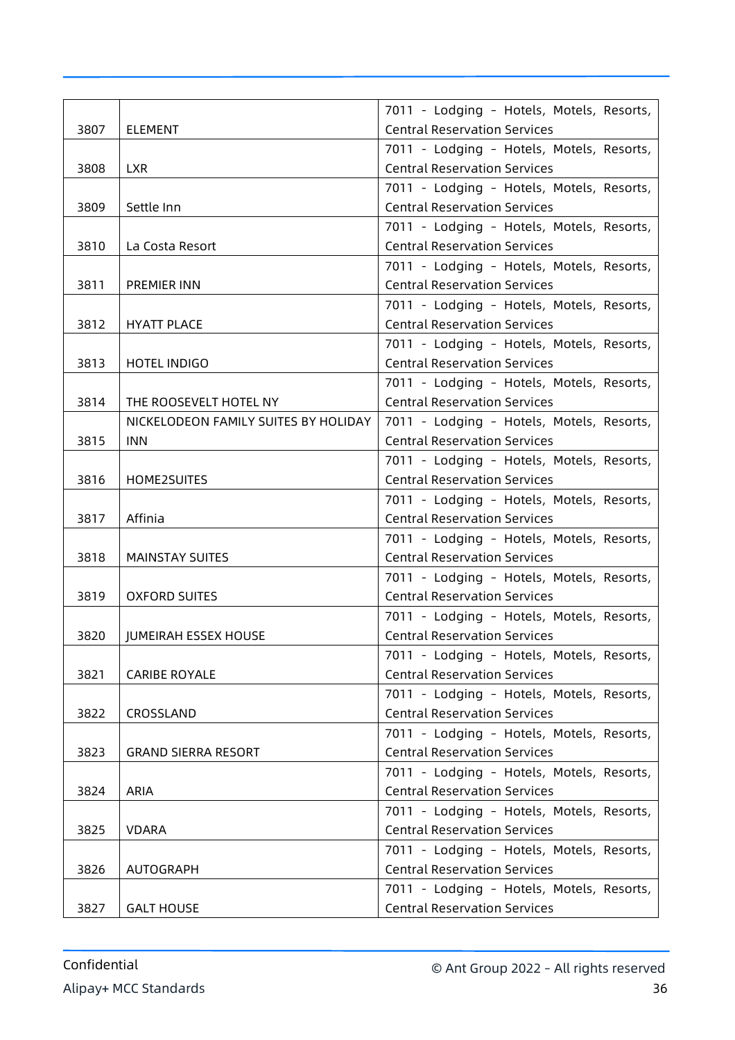| 3807 | ELEMENT | 7011 - Lodging - Hotels, Motels, Resorts, Central Reservation Services |
|---|---|---|
| 3808 | LXR | 7011 - Lodging - Hotels, Motels, Resorts, Central Reservation Services |
| 3809 | Settle Inn | 7011 - Lodging - Hotels, Motels, Resorts, Central Reservation Services |
| 3810 | La Costa Resort | 7011 - Lodging - Hotels, Motels, Resorts, Central Reservation Services |
| 3811 | PREMIER INN | 7011 - Lodging - Hotels, Motels, Resorts, Central Reservation Services |
| 3812 | HYATT PLACE | 7011 - Lodging - Hotels, Motels, Resorts, Central Reservation Services |
| 3813 | HOTEL INDIGO | 7011 - Lodging - Hotels, Motels, Resorts, Central Reservation Services |
| 3814 | THE ROOSEVELT HOTEL NY | 7011 - Lodging - Hotels, Motels, Resorts, Central Reservation Services |
| 3815 | NICKELODEON FAMILY SUITES BY HOLIDAY INN | 7011 - Lodging - Hotels, Motels, Resorts, Central Reservation Services |
| 3816 | HOME2SUITES | 7011 - Lodging - Hotels, Motels, Resorts, Central Reservation Services |
| 3817 | Affinia | 7011 - Lodging - Hotels, Motels, Resorts, Central Reservation Services |
| 3818 | MAINSTAY SUITES | 7011 - Lodging - Hotels, Motels, Resorts, Central Reservation Services |
| 3819 | OXFORD SUITES | 7011 - Lodging - Hotels, Motels, Resorts, Central Reservation Services |
| 3820 | JUMEIRAH ESSEX HOUSE | 7011 - Lodging - Hotels, Motels, Resorts, Central Reservation Services |
| 3821 | CARIBE ROYALE | 7011 - Lodging - Hotels, Motels, Resorts, Central Reservation Services |
| 3822 | CROSSLAND | 7011 - Lodging - Hotels, Motels, Resorts, Central Reservation Services |
| 3823 | GRAND SIERRA RESORT | 7011 - Lodging - Hotels, Motels, Resorts, Central Reservation Services |
| 3824 | ARIA | 7011 - Lodging - Hotels, Motels, Resorts, Central Reservation Services |
| 3825 | VDARA | 7011 - Lodging - Hotels, Motels, Resorts, Central Reservation Services |
| 3826 | AUTOGRAPH | 7011 - Lodging - Hotels, Motels, Resorts, Central Reservation Services |
| 3827 | GALT HOUSE | 7011 - Lodging - Hotels, Motels, Resorts, Central Reservation Services |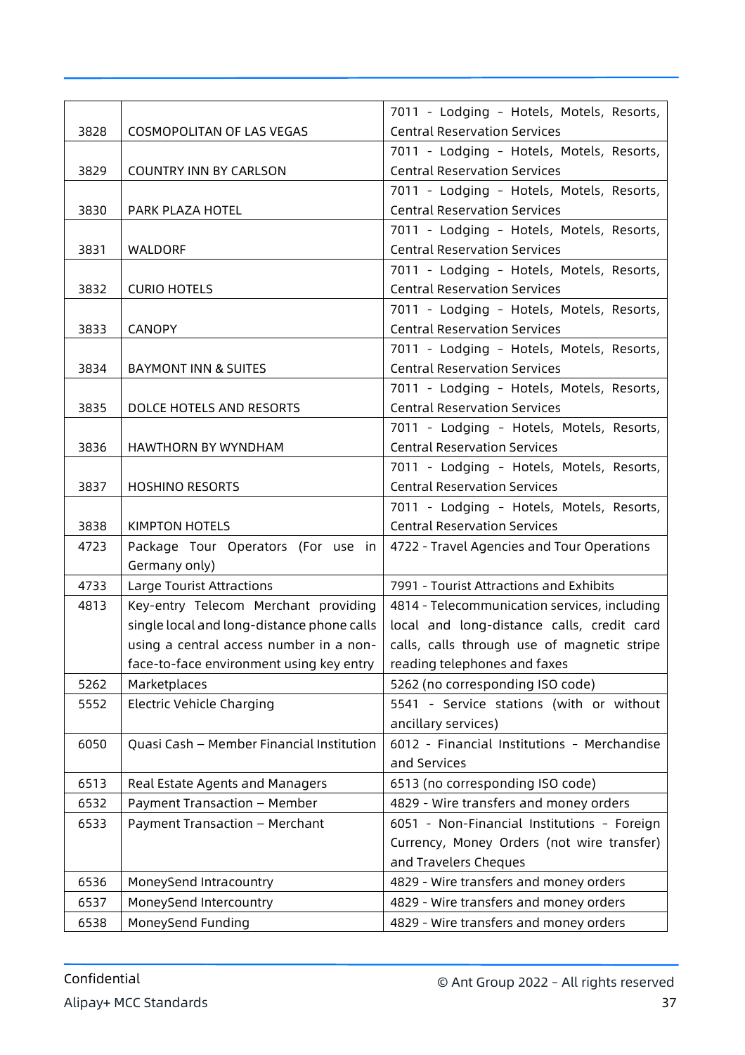| 3828 | COSMOPOLITAN OF LAS VEGAS | 7011 - Lodging - Hotels, Motels, Resorts, Central Reservation Services |
|---|---|---|
| 3829 | COUNTRY INN BY CARLSON | 7011 - Lodging - Hotels, Motels, Resorts, Central Reservation Services |
| 3830 | PARK PLAZA HOTEL | 7011 - Lodging - Hotels, Motels, Resorts, Central Reservation Services |
| 3831 | WALDORF | 7011 - Lodging - Hotels, Motels, Resorts, Central Reservation Services |
| 3832 | CURIO HOTELS | 7011 - Lodging - Hotels, Motels, Resorts, Central Reservation Services |
| 3833 | CANOPY | 7011 - Lodging - Hotels, Motels, Resorts, Central Reservation Services |
| 3834 | BAYMONT INN & SUITES | 7011 - Lodging - Hotels, Motels, Resorts, Central Reservation Services |
| 3835 | DOLCE HOTELS AND RESORTS | 7011 - Lodging - Hotels, Motels, Resorts, Central Reservation Services |
| 3836 | HAWTHORN BY WYNDHAM | 7011 - Lodging - Hotels, Motels, Resorts, Central Reservation Services |
| 3837 | HOSHINO RESORTS | 7011 - Lodging - Hotels, Motels, Resorts, Central Reservation Services |
| 3838 | KIMPTON HOTELS | 7011 - Lodging - Hotels, Motels, Resorts, Central Reservation Services |
| 4723 | Package Tour Operators (For use in Germany only) | 4722 - Travel Agencies and Tour Operations |
| 4733 | Large Tourist Attractions | 7991 - Tourist Attractions and Exhibits |
| 4813 | Key-entry Telecom Merchant providing single local and long-distance phone calls using a central access number in a non-face-to-face environment using key entry | 4814 - Telecommunication services, including local and long-distance calls, credit card calls, calls through use of magnetic stripe reading telephones and faxes |
| 5262 | Marketplaces | 5262 (no corresponding ISO code) |
| 5552 | Electric Vehicle Charging | 5541 - Service stations (with or without ancillary services) |
| 6050 | Quasi Cash – Member Financial Institution | 6012 - Financial Institutions - Merchandise and Services |
| 6513 | Real Estate Agents and Managers | 6513 (no corresponding ISO code) |
| 6532 | Payment Transaction – Member | 4829 - Wire transfers and money orders |
| 6533 | Payment Transaction – Merchant | 6051 - Non-Financial Institutions - Foreign Currency, Money Orders (not wire transfer) and Travelers Cheques |
| 6536 | MoneySend Intracountry | 4829 - Wire transfers and money orders |
| 6537 | MoneySend Intercountry | 4829 - Wire transfers and money orders |
| 6538 | MoneySend Funding | 4829 - Wire transfers and money orders |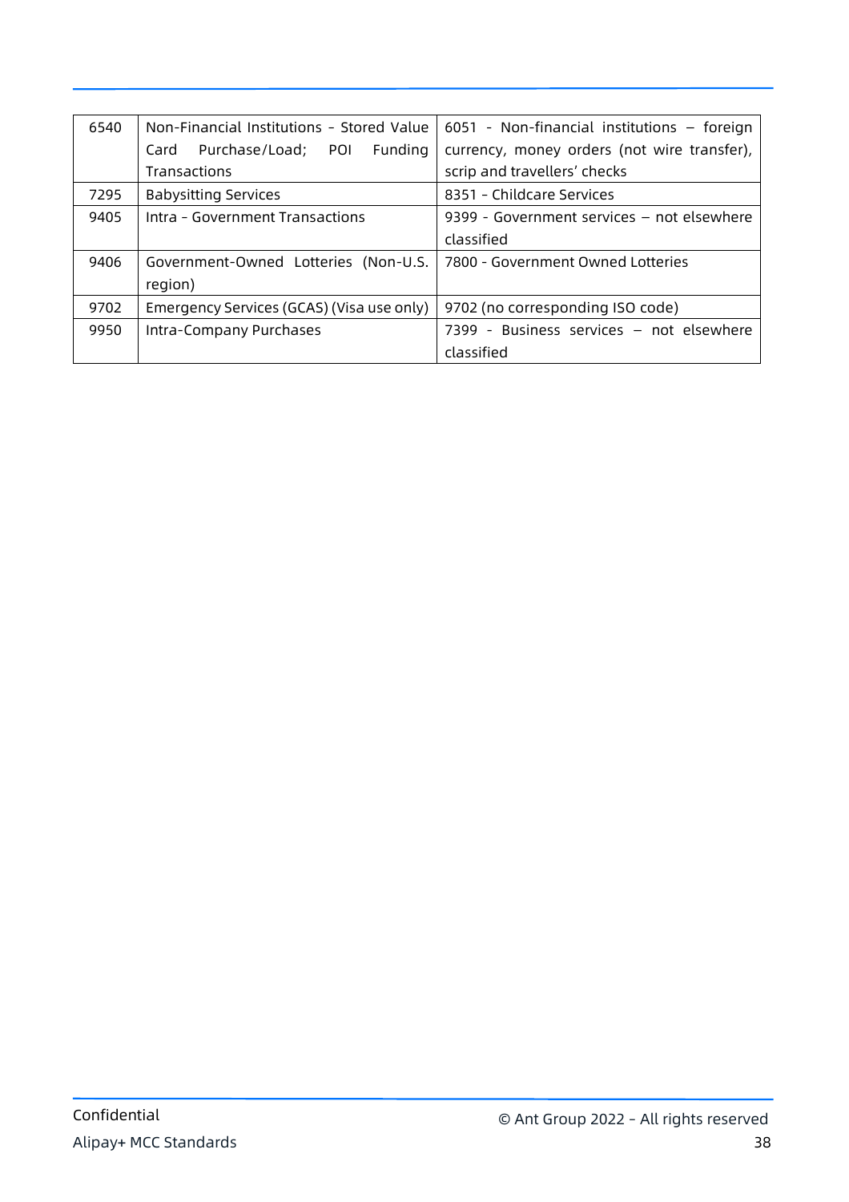| 6540 | Non-Financial Institutions - Stored Value Card Purchase/Load; POI Funding Transactions | 6051 - Non-financial institutions – foreign currency, money orders (not wire transfer), scrip and travellers' checks |
|---|---|---|
| 7295 | Babysitting Services | 8351 - Childcare Services |
| 9405 | Intra - Government Transactions | 9399 - Government services – not elsewhere classified |
| 9406 | Government-Owned Lotteries (Non-U.S. region) | 7800 - Government Owned Lotteries |
| 9702 | Emergency Services (GCAS) (Visa use only) | 9702 (no corresponding ISO code) |
| 9950 | Intra-Company Purchases | 7399 - Business services – not elsewhere classified |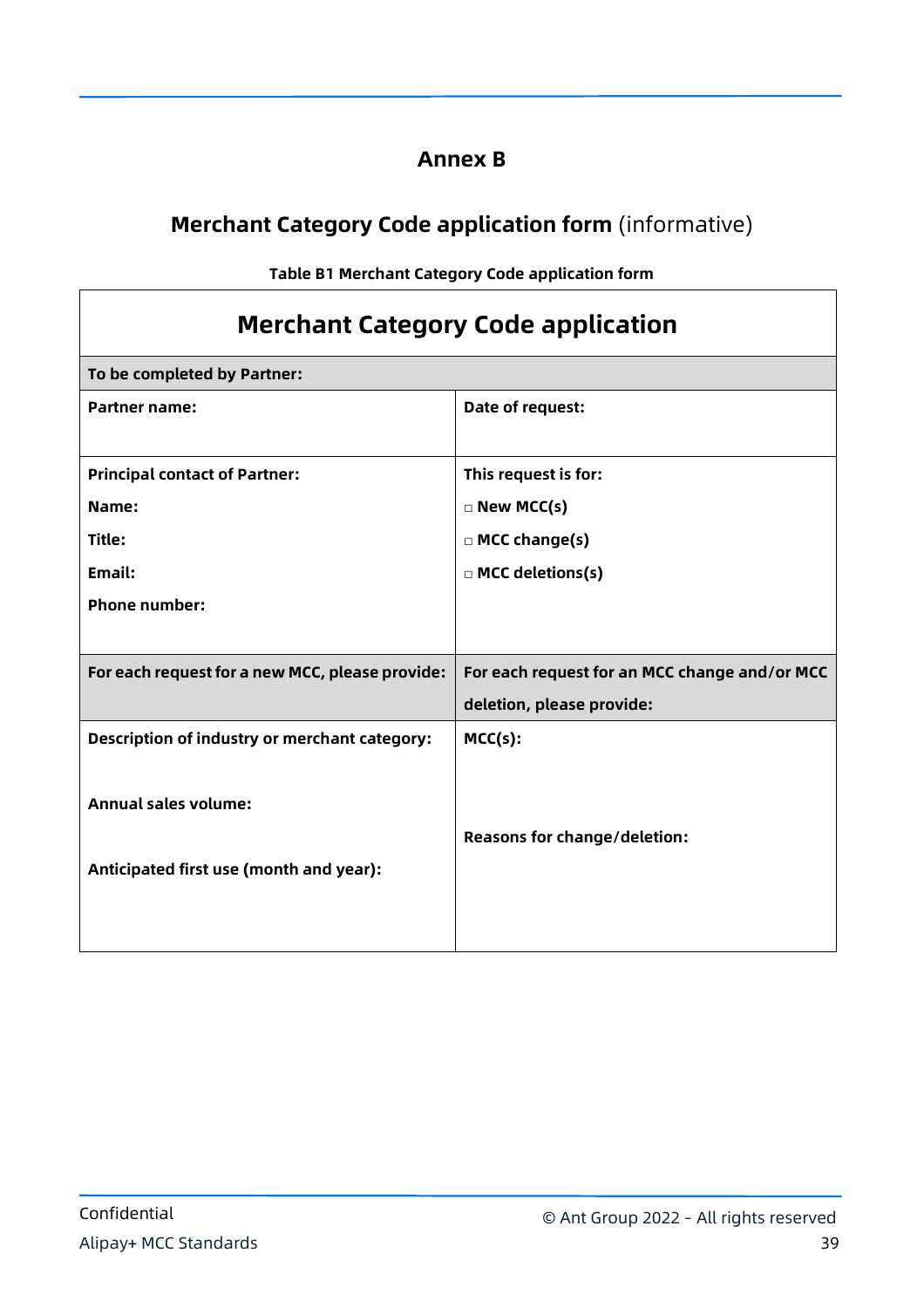# Annex B

## Merchant Category Code application form (informative)

**Table B1 Merchant Category Code application form**

| **Merchant Category Code application** | |
|---|---|
| **To be completed by Partner:** | |
| **Partner name:** | **Date of request:** |
| **Principal contact of Partner:**<br>**Name:**<br>**Title:**<br>**Email:**<br>**Phone number:** | **This request is for:**<br>□ **New MCC(s)**<br>□ **MCC change(s)**<br>□ **MCC deletions(s)** |
| **For each request for a new MCC, please provide:** | **For each request for an MCC change and/or MCC deletion, please provide:** |
| **Description of industry or merchant category:**<br><br>**Annual sales volume:**<br><br>**Anticipated first use (month and year):** | **MCC(s):**<br><br>**Reasons for change/deletion:** |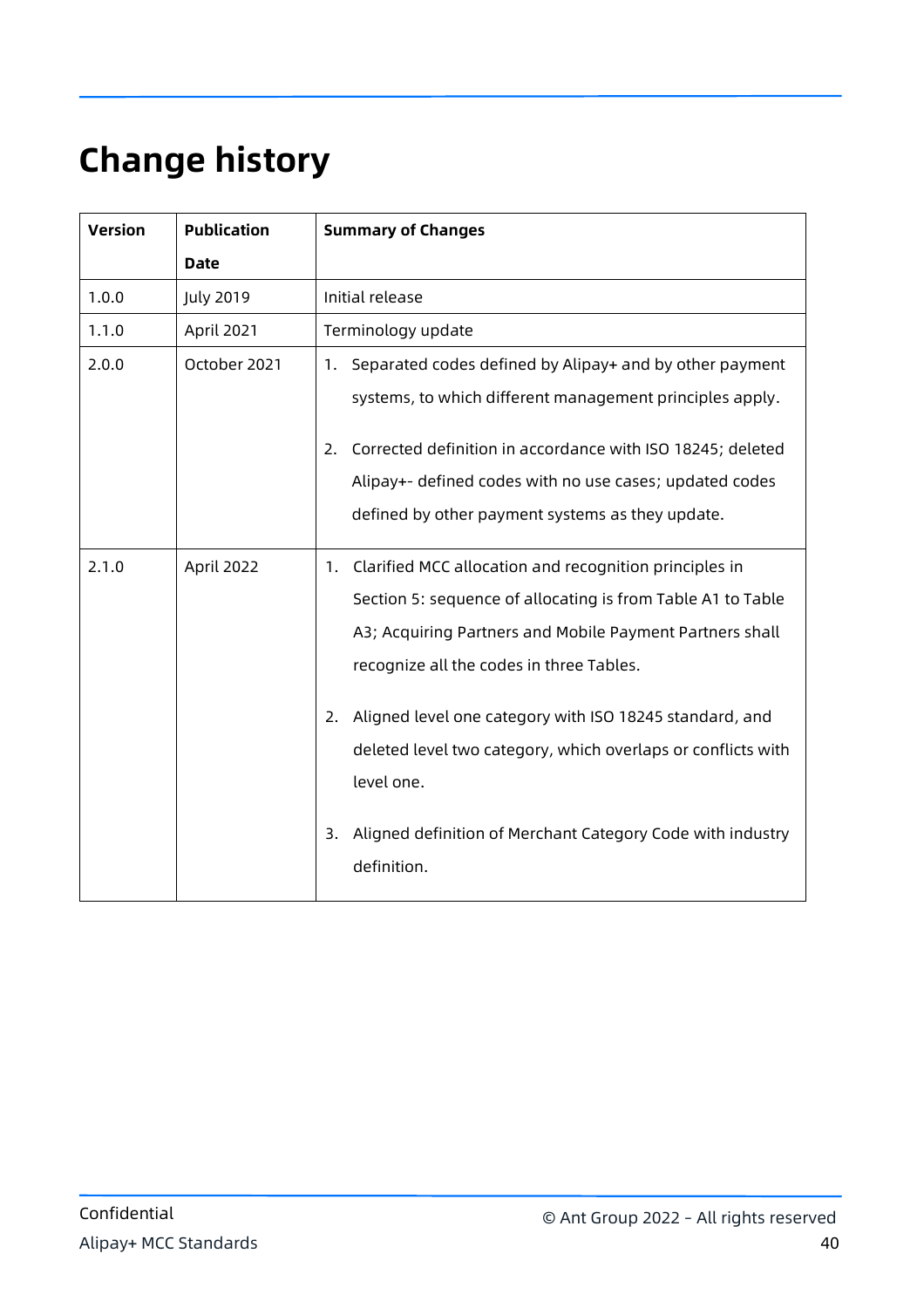# Change history

| Version | Publication Date | Summary of Changes |
|---|---|---|
| 1.0.0 | July 2019 | Initial release |
| 1.1.0 | April 2021 | Terminology update |
| 2.0.0 | October 2021 | 1. Separated codes defined by Alipay+ and by other payment systems, to which different management principles apply.<br><br>2. Corrected definition in accordance with ISO 18245; deleted Alipay+- defined codes with no use cases; updated codes defined by other payment systems as they update. |
| 2.1.0 | April 2022 | 1. Clarified MCC allocation and recognition principles in Section 5: sequence of allocating is from Table A1 to Table A3; Acquiring Partners and Mobile Payment Partners shall recognize all the codes in three Tables.<br><br>2. Aligned level one category with ISO 18245 standard, and deleted level two category, which overlaps or conflicts with level one.<br><br>3. Aligned definition of Merchant Category Code with industry definition. |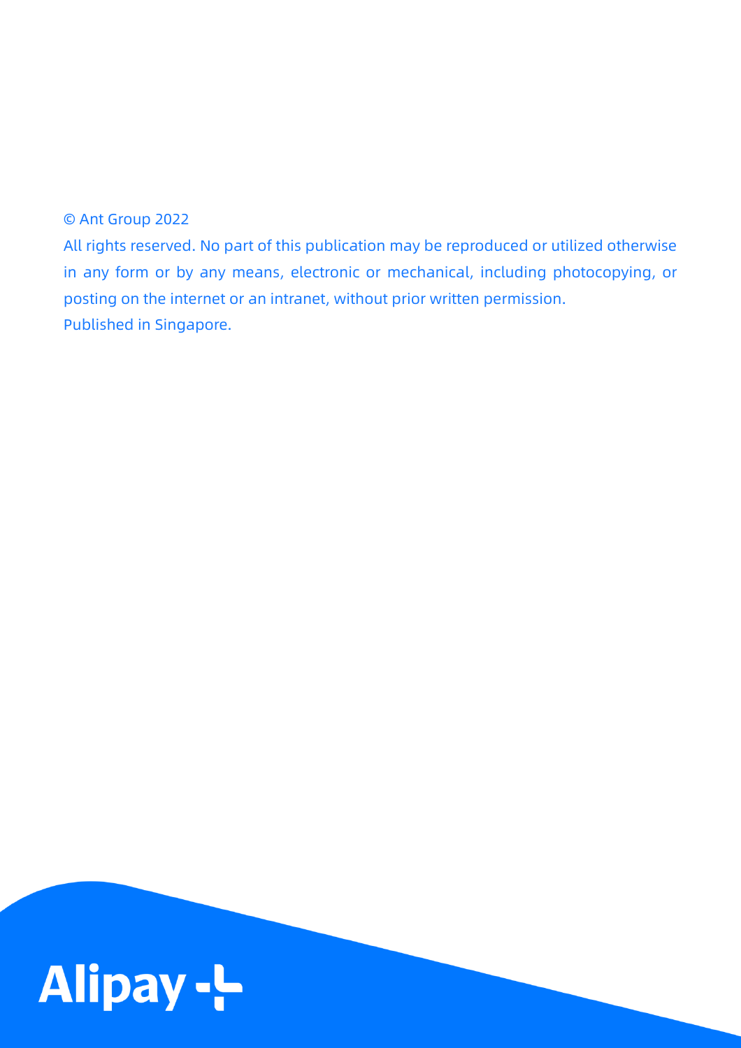© Ant Group 2022

All rights reserved. No part of this publication may be reproduced or utilized otherwise in any form or by any means, electronic or mechanical, including photocopying, or posting on the internet or an intranet, without prior written permission.

Published in Singapore.

Alipay +